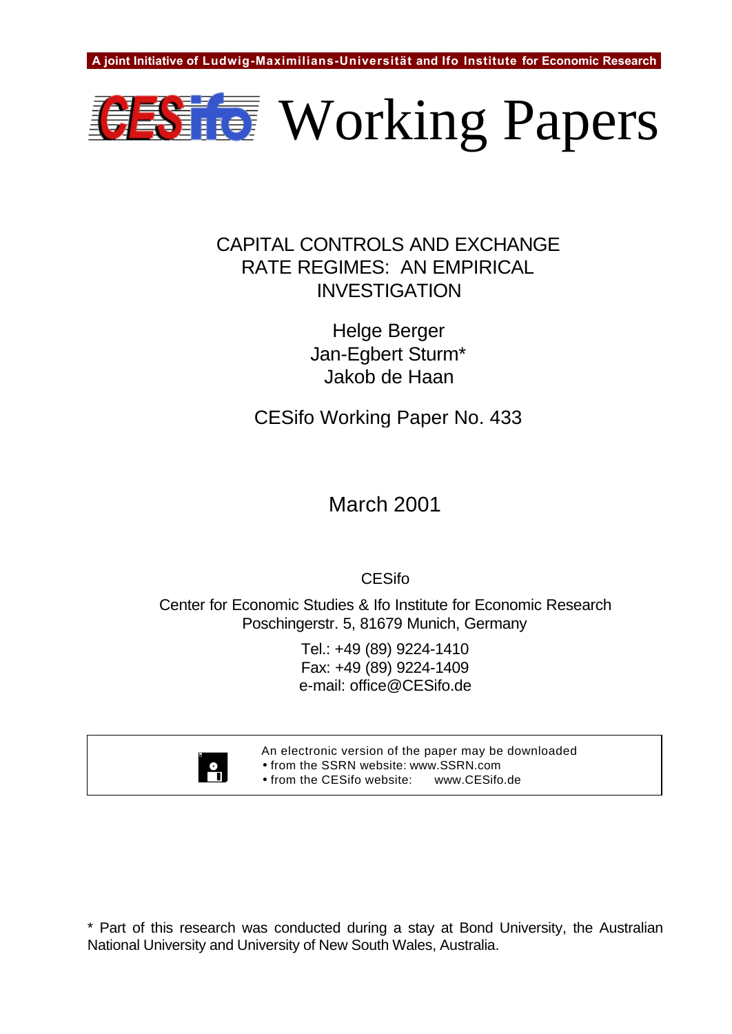A joint Initiative of Ludwig-Maximilians-Universität and Ifo Institute for Economic Research

# CESifo Working Papers

## CAPITAL CONTROLS AND EXCHANGE RATE REGIMES: AN EMPIRICAL INVESTIGATION

Helge Berger
Jan-Egbert Sturm*
Jakob de Haan

CESifo Working Paper No. 433

March 2001

CESifo

Center for Economic Studies & Ifo Institute for Economic Research
Poschingerstr. 5, 81679 Munich, Germany

Tel.: +49 (89) 9224-1410
Fax: +49 (89) 9224-1409
e-mail: office@CESifo.de

An electronic version of the paper may be downloaded
- from the SSRN website: www.SSRN.com
- from the CESifo website: www.CESifo.de

* Part of this research was conducted during a stay at Bond University, the Australian National University and University of New South Wales, Australia.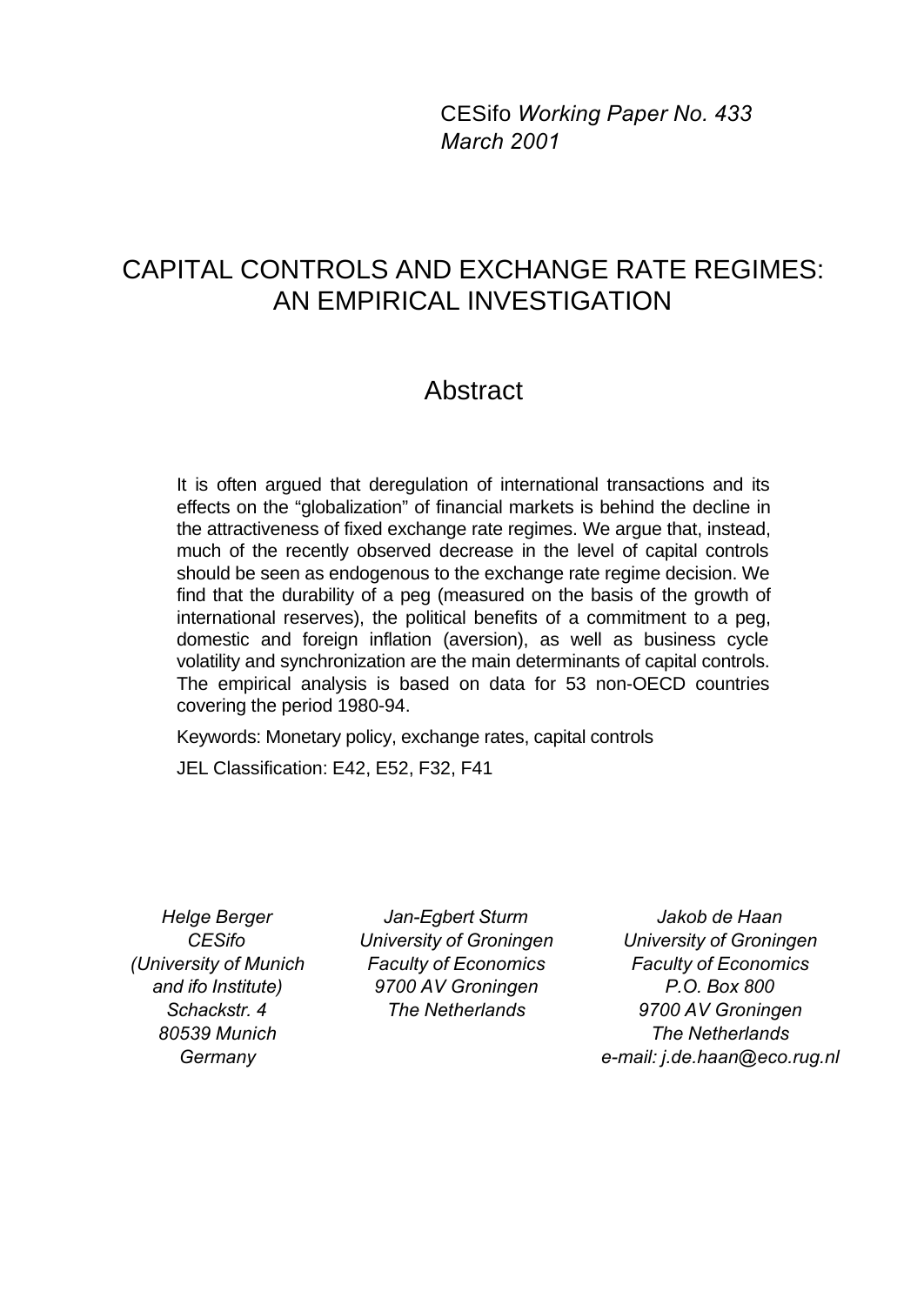CESifo *Working Paper No. 433*
*March 2001*

# CAPITAL CONTROLS AND EXCHANGE RATE REGIMES: AN EMPIRICAL INVESTIGATION

## Abstract

It is often argued that deregulation of international transactions and its effects on the "globalization" of financial markets is behind the decline in the attractiveness of fixed exchange rate regimes. We argue that, instead, much of the recently observed decrease in the level of capital controls should be seen as endogenous to the exchange rate regime decision. We find that the durability of a peg (measured on the basis of the growth of international reserves), the political benefits of a commitment to a peg, domestic and foreign inflation (aversion), as well as business cycle volatility and synchronization are the main determinants of capital controls. The empirical analysis is based on data for 53 non-OECD countries covering the period 1980-94.

Keywords: Monetary policy, exchange rates, capital controls

JEL Classification: E42, E52, F32, F41

*Helge Berger*
*CESifo*
*(University of Munich and ifo Institute)*
*Schackstr. 4*
*80539 Munich*
*Germany*

*Jan-Egbert Sturm*
*University of Groningen*
*Faculty of Economics*
*9700 AV Groningen*
*The Netherlands*

*Jakob de Haan*
*University of Groningen*
*Faculty of Economics*
*P.O. Box 800*
*9700 AV Groningen*
*The Netherlands*
*e-mail: j.de.haan@eco.rug.nl*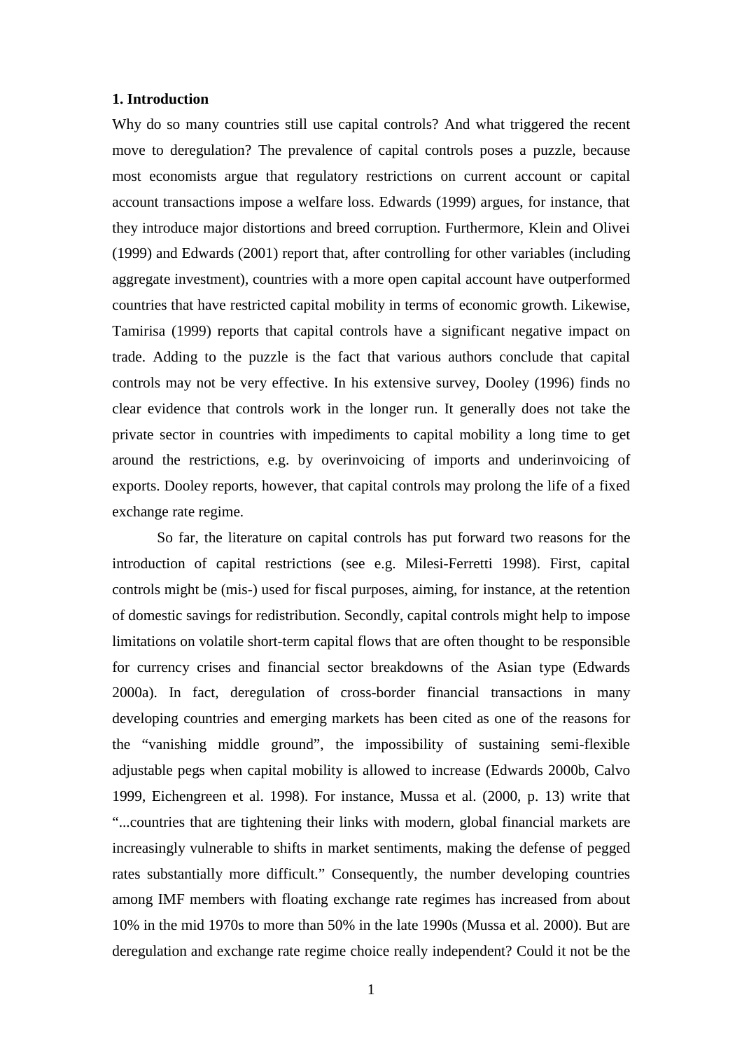## 1. Introduction

Why do so many countries still use capital controls? And what triggered the recent move to deregulation? The prevalence of capital controls poses a puzzle, because most economists argue that regulatory restrictions on current account or capital account transactions impose a welfare loss. Edwards (1999) argues, for instance, that they introduce major distortions and breed corruption. Furthermore, Klein and Olivei (1999) and Edwards (2001) report that, after controlling for other variables (including aggregate investment), countries with a more open capital account have outperformed countries that have restricted capital mobility in terms of economic growth. Likewise, Tamirisa (1999) reports that capital controls have a significant negative impact on trade. Adding to the puzzle is the fact that various authors conclude that capital controls may not be very effective. In his extensive survey, Dooley (1996) finds no clear evidence that controls work in the longer run. It generally does not take the private sector in countries with impediments to capital mobility a long time to get around the restrictions, e.g. by overinvoicing of imports and underinvoicing of exports. Dooley reports, however, that capital controls may prolong the life of a fixed exchange rate regime.

So far, the literature on capital controls has put forward two reasons for the introduction of capital restrictions (see e.g. Milesi-Ferretti 1998). First, capital controls might be (mis-) used for fiscal purposes, aiming, for instance, at the retention of domestic savings for redistribution. Secondly, capital controls might help to impose limitations on volatile short-term capital flows that are often thought to be responsible for currency crises and financial sector breakdowns of the Asian type (Edwards 2000a). In fact, deregulation of cross-border financial transactions in many developing countries and emerging markets has been cited as one of the reasons for the "vanishing middle ground", the impossibility of sustaining semi-flexible adjustable pegs when capital mobility is allowed to increase (Edwards 2000b, Calvo 1999, Eichengreen et al. 1998). For instance, Mussa et al. (2000, p. 13) write that "...countries that are tightening their links with modern, global financial markets are increasingly vulnerable to shifts in market sentiments, making the defense of pegged rates substantially more difficult." Consequently, the number developing countries among IMF members with floating exchange rate regimes has increased from about 10% in the mid 1970s to more than 50% in the late 1990s (Mussa et al. 2000). But are deregulation and exchange rate regime choice really independent? Could it not be the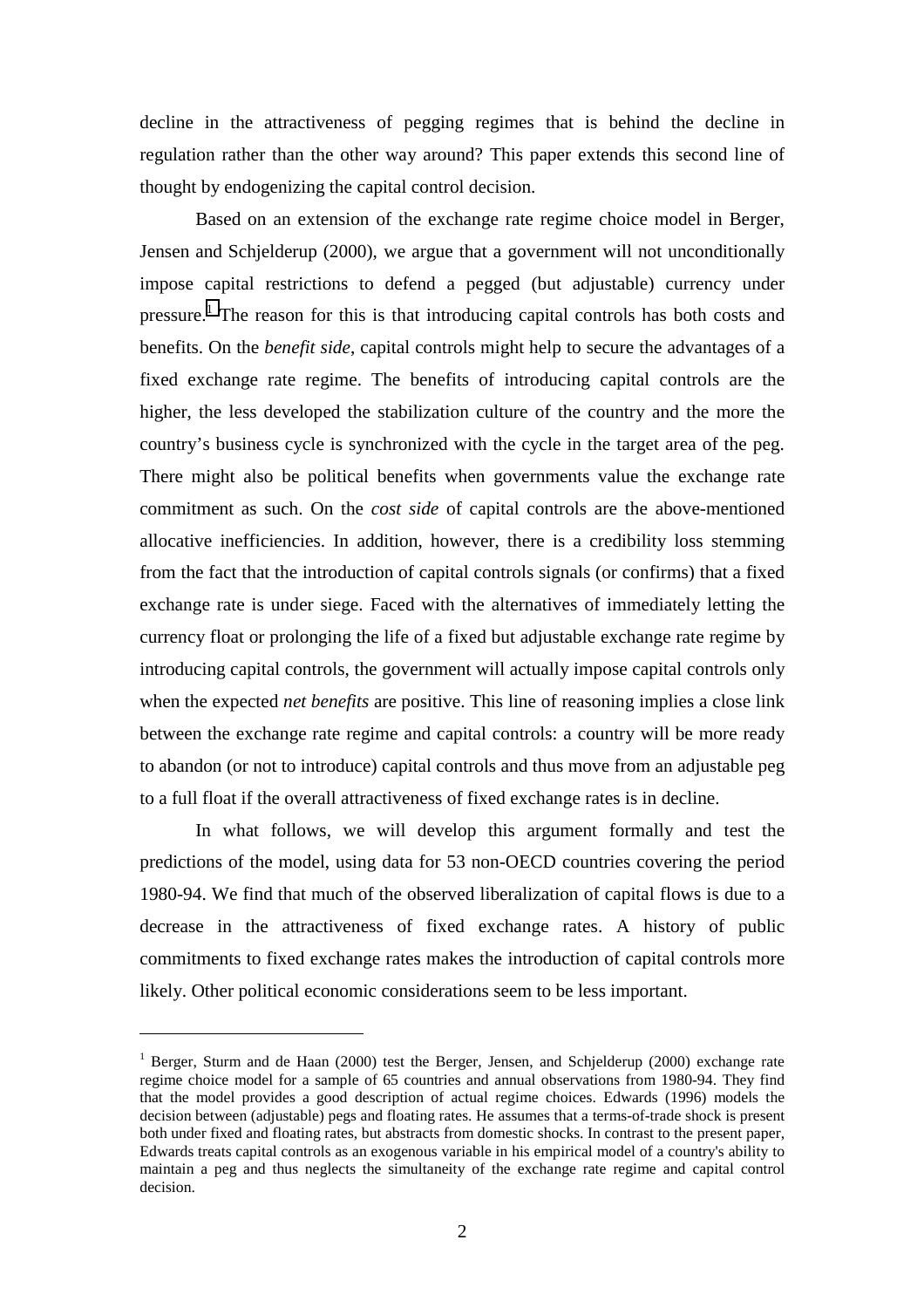decline in the attractiveness of pegging regimes that is behind the decline in regulation rather than the other way around? This paper extends this second line of thought by endogenizing the capital control decision.

Based on an extension of the exchange rate regime choice model in Berger, Jensen and Schjelderup (2000), we argue that a government will not unconditionally impose capital restrictions to defend a pegged (but adjustable) currency under pressure.[1] The reason for this is that introducing capital controls has both costs and benefits. On the *benefit side*, capital controls might help to secure the advantages of a fixed exchange rate regime. The benefits of introducing capital controls are the higher, the less developed the stabilization culture of the country and the more the country's business cycle is synchronized with the cycle in the target area of the peg. There might also be political benefits when governments value the exchange rate commitment as such. On the *cost side* of capital controls are the above-mentioned allocative inefficiencies. In addition, however, there is a credibility loss stemming from the fact that the introduction of capital controls signals (or confirms) that a fixed exchange rate is under siege. Faced with the alternatives of immediately letting the currency float or prolonging the life of a fixed but adjustable exchange rate regime by introducing capital controls, the government will actually impose capital controls only when the expected *net benefits* are positive. This line of reasoning implies a close link between the exchange rate regime and capital controls: a country will be more ready to abandon (or not to introduce) capital controls and thus move from an adjustable peg to a full float if the overall attractiveness of fixed exchange rates is in decline.

In what follows, we will develop this argument formally and test the predictions of the model, using data for 53 non-OECD countries covering the period 1980-94. We find that much of the observed liberalization of capital flows is due to a decrease in the attractiveness of fixed exchange rates. A history of public commitments to fixed exchange rates makes the introduction of capital controls more likely. Other political economic considerations seem to be less important.

---

[1] Berger, Sturm and de Haan (2000) test the Berger, Jensen, and Schjelderup (2000) exchange rate regime choice model for a sample of 65 countries and annual observations from 1980-94. They find that the model provides a good description of actual regime choices. Edwards (1996) models the decision between (adjustable) pegs and floating rates. He assumes that a terms-of-trade shock is present both under fixed and floating rates, but abstracts from domestic shocks. In contrast to the present paper, Edwards treats capital controls as an exogenous variable in his empirical model of a country's ability to maintain a peg and thus neglects the simultaneity of the exchange rate regime and capital control decision.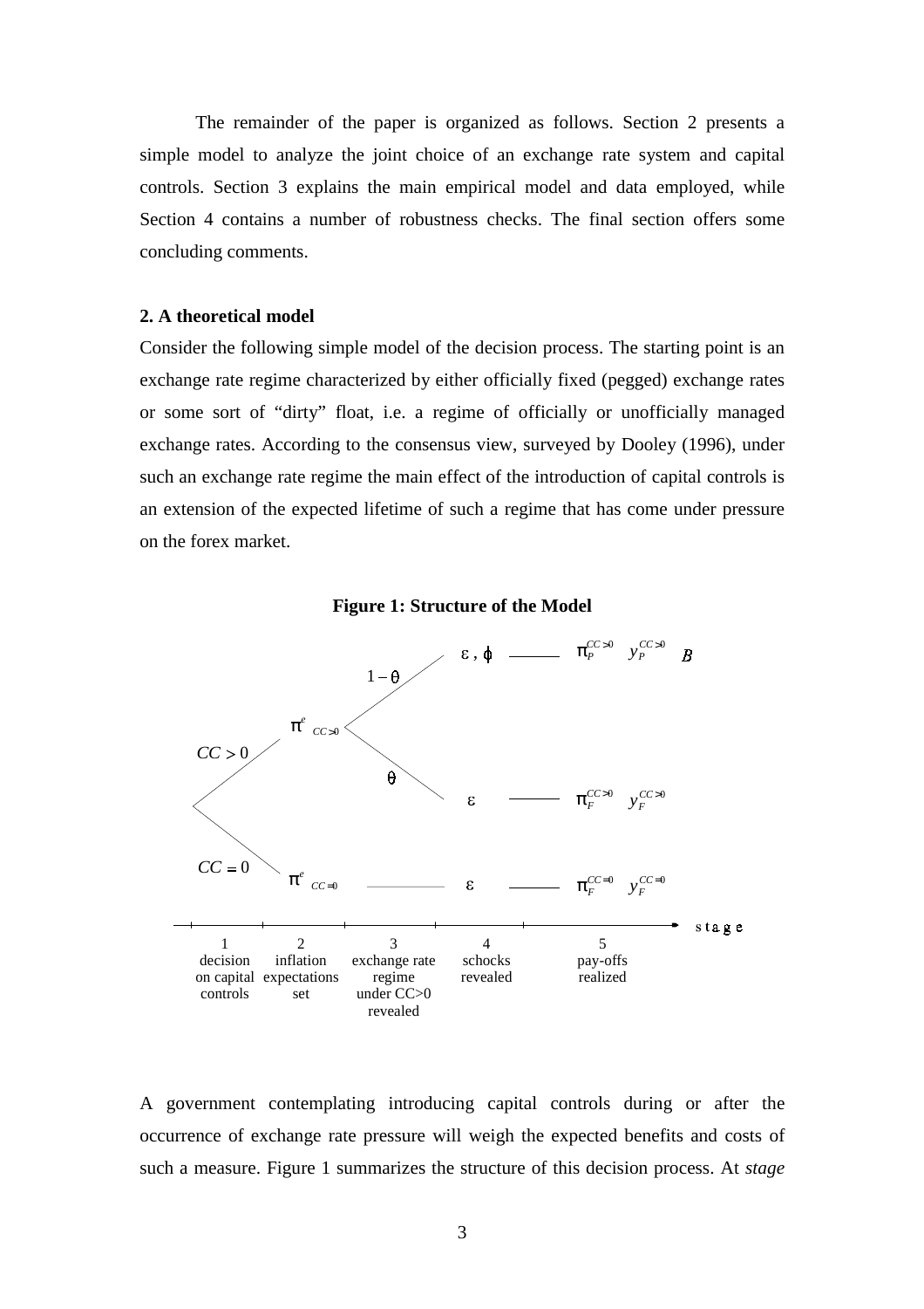The remainder of the paper is organized as follows. Section 2 presents a simple model to analyze the joint choice of an exchange rate system and capital controls. Section 3 explains the main empirical model and data employed, while Section 4 contains a number of robustness checks. The final section offers some concluding comments.

## 2. A theoretical model

Consider the following simple model of the decision process. The starting point is an exchange rate regime characterized by either officially fixed (pegged) exchange rates or some sort of "dirty" float, i.e. a regime of officially or unofficially managed exchange rates. According to the consensus view, surveyed by Dooley (1996), under such an exchange rate regime the main effect of the introduction of capital controls is an extension of the expected lifetime of such a regime that has come under pressure on the forex market.

**Figure 1: Structure of the Model**

| Stage 1: decision on capital controls | Stage 2: inflation expectations set | Stage 3: exchange rate regime under CC>0 revealed | Stage 4: schocks revealed | Stage 5: pay-offs realized |
|---|---|---|---|---|
| $CC > 0$ | $\pi^e_{CC>0}$ | $1-\theta$ | $\varepsilon, \phi$ | $\pi_P^{CC>0}$ $y_P^{CC>0}$ $B$ |
| | | $\theta$ | $\varepsilon$ | $\pi_F^{CC>0}$ $y_F^{CC>0}$ |
| $CC = 0$ | $\pi^e_{CC=0}$ | | $\varepsilon$ | $\pi_F^{CC=0}$ $y_F^{CC=0}$ |

A government contemplating introducing capital controls during or after the occurrence of exchange rate pressure will weigh the expected benefits and costs of such a measure. Figure 1 summarizes the structure of this decision process. At *stage*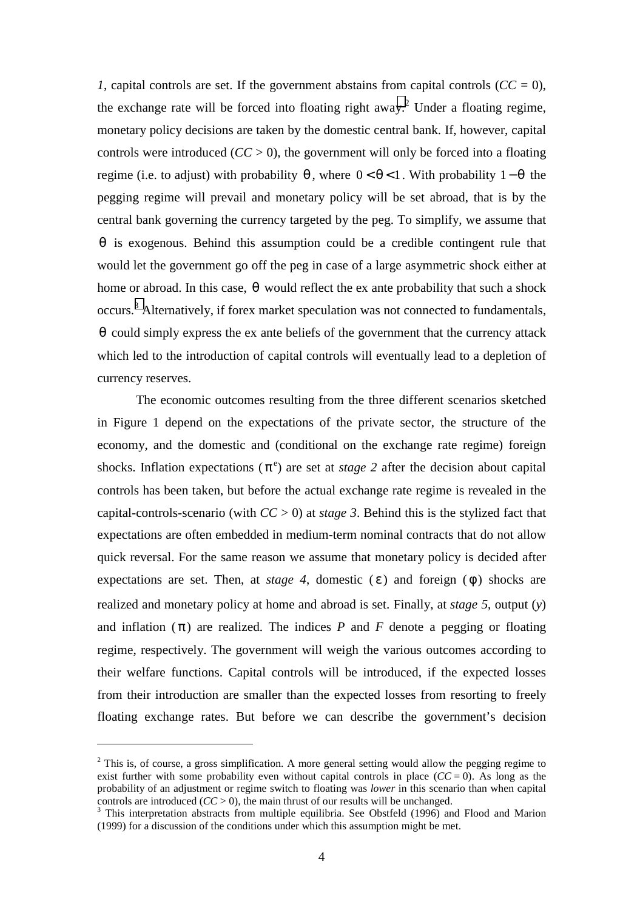*1*, capital controls are set. If the government abstains from capital controls ($CC = 0$), the exchange rate will be forced into floating right away.[2] Under a floating regime, monetary policy decisions are taken by the domestic central bank. If, however, capital controls were introduced ($CC > 0$), the government will only be forced into a floating regime (i.e. to adjust) with probability $\theta$, where $0 < \theta < 1$. With probability $1 - \theta$ the pegging regime will prevail and monetary policy will be set abroad, that is by the central bank governing the currency targeted by the peg. To simplify, we assume that $\theta$ is exogenous. Behind this assumption could be a credible contingent rule that would let the government go off the peg in case of a large asymmetric shock either at home or abroad. In this case, $\theta$ would reflect the ex ante probability that such a shock occurs.[3] Alternatively, if forex market speculation was not connected to fundamentals, $\theta$ could simply express the ex ante beliefs of the government that the currency attack which led to the introduction of capital controls will eventually lead to a depletion of currency reserves.

The economic outcomes resulting from the three different scenarios sketched in Figure 1 depend on the expectations of the private sector, the structure of the economy, and the domestic and (conditional on the exchange rate regime) foreign shocks. Inflation expectations ($\pi^e$) are set at *stage 2* after the decision about capital controls has been taken, but before the actual exchange rate regime is revealed in the capital-controls-scenario (with $CC > 0$) at *stage 3*. Behind this is the stylized fact that expectations are often embedded in medium-term nominal contracts that do not allow quick reversal. For the same reason we assume that monetary policy is decided after expectations are set. Then, at *stage 4*, domestic ($\varepsilon$) and foreign ($\phi$) shocks are realized and monetary policy at home and abroad is set. Finally, at *stage 5*, output ($y$) and inflation ($\pi$) are realized. The indices $P$ and $F$ denote a pegging or floating regime, respectively. The government will weigh the various outcomes according to their welfare functions. Capital controls will be introduced, if the expected losses from their introduction are smaller than the expected losses from resorting to freely floating exchange rates. But before we can describe the government's decision

---

[2] This is, of course, a gross simplification. A more general setting would allow the pegging regime to exist further with some probability even without capital controls in place ($CC = 0$). As long as the probability of an adjustment or regime switch to floating was *lower* in this scenario than when capital controls are introduced ($CC > 0$), the main thrust of our results will be unchanged.

[3] This interpretation abstracts from multiple equilibria. See Obstfeld (1996) and Flood and Marion (1999) for a discussion of the conditions under which this assumption might be met.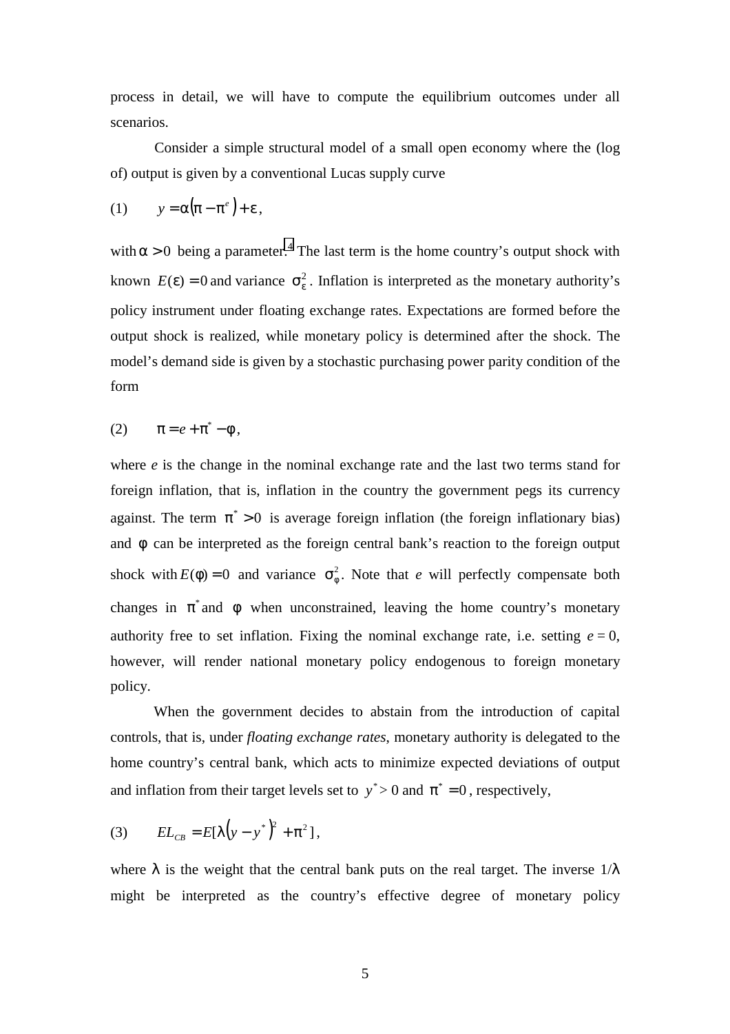process in detail, we will have to compute the equilibrium outcomes under all scenarios.

Consider a simple structural model of a small open economy where the (log of) output is given by a conventional Lucas supply curve

$$(1) \qquad y = \alpha\left(\pi - \pi^{e}\right) + \varepsilon,$$

with $\alpha > 0$ being a parameter.[4] The last term is the home country's output shock with known $E(\varepsilon) = 0$ and variance $\sigma_{\varepsilon}^{2}$. Inflation is interpreted as the monetary authority's policy instrument under floating exchange rates. Expectations are formed before the output shock is realized, while monetary policy is determined after the shock. The model's demand side is given by a stochastic purchasing power parity condition of the form

$$(2) \qquad \pi = e + \pi^{*} - \phi,$$

where $e$ is the change in the nominal exchange rate and the last two terms stand for foreign inflation, that is, inflation in the country the government pegs its currency against. The term $\pi^{*} > 0$ is average foreign inflation (the foreign inflationary bias) and $\phi$ can be interpreted as the foreign central bank's reaction to the foreign output shock with $E(\phi) = 0$ and variance $\sigma_{\phi}^{2}$. Note that $e$ will perfectly compensate both changes in $\pi^{*}$ and $\phi$ when unconstrained, leaving the home country's monetary authority free to set inflation. Fixing the nominal exchange rate, i.e. setting $e = 0$, however, will render national monetary policy endogenous to foreign monetary policy.

When the government decides to abstain from the introduction of capital controls, that is, under *floating exchange rates*, monetary authority is delegated to the home country's central bank, which acts to minimize expected deviations of output and inflation from their target levels set to $y^{*} > 0$ and $\pi^{*} = 0$, respectively,

$$(3) \qquad EL_{CB} = E[\lambda\left(y - y^{*}\right)^{2} + \pi^{2}],$$

where $\lambda$ is the weight that the central bank puts on the real target. The inverse $1/\lambda$ might be interpreted as the country's effective degree of monetary policy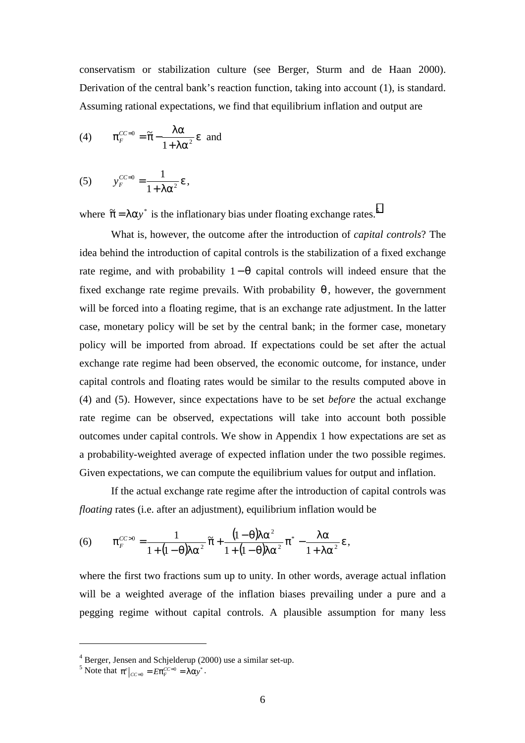conservatism or stabilization culture (see Berger, Sturm and de Haan 2000). Derivation of the central bank's reaction function, taking into account (1), is standard. Assuming rational expectations, we find that equilibrium inflation and output are

(4) $$\pi_F^{CC=0} = \tilde{\pi} - \frac{\lambda\alpha}{1+\lambda\alpha^2}\varepsilon \text{ and}$$

(5) $$y_F^{CC=0} = \frac{1}{1+\lambda\alpha^2}\varepsilon,$$

where $\tilde{\pi} = \lambda\alpha y^*$ is the inflationary bias under floating exchange rates.[5]

What is, however, the outcome after the introduction of *capital controls*? The idea behind the introduction of capital controls is the stabilization of a fixed exchange rate regime, and with probability $1-\theta$ capital controls will indeed ensure that the fixed exchange rate regime prevails. With probability $\theta$, however, the government will be forced into a floating regime, that is an exchange rate adjustment. In the latter case, monetary policy will be set by the central bank; in the former case, monetary policy will be imported from abroad. If expectations could be set after the actual exchange rate regime had been observed, the economic outcome, for instance, under capital controls and floating rates would be similar to the results computed above in (4) and (5). However, since expectations have to be set *before* the actual exchange rate regime can be observed, expectations will take into account both possible outcomes under capital controls. We show in Appendix 1 how expectations are set as a probability-weighted average of expected inflation under the two possible regimes. Given expectations, we can compute the equilibrium values for output and inflation.

If the actual exchange rate regime after the introduction of capital controls was *floating* rates (i.e. after an adjustment), equilibrium inflation would be

(6) $$\pi_F^{CC>0} = \frac{1}{1+(1-\theta)\lambda\alpha^2}\tilde{\pi} + \frac{(1-\theta)\lambda\alpha^2}{1+(1-\theta)\lambda\alpha^2}\pi^* - \frac{\lambda\alpha}{1+\lambda\alpha^2}\varepsilon,$$

where the first two fractions sum up to unity. In other words, average actual inflation will be a weighted average of the inflation biases prevailing under a pure and a pegging regime without capital controls. A plausible assumption for many less

---

[4] Berger, Jensen and Schjelderup (2000) use a similar set-up.

[5] Note that $\pi^e|_{CC=0} = E\pi_F^{CC=0} = \lambda\alpha y^*$.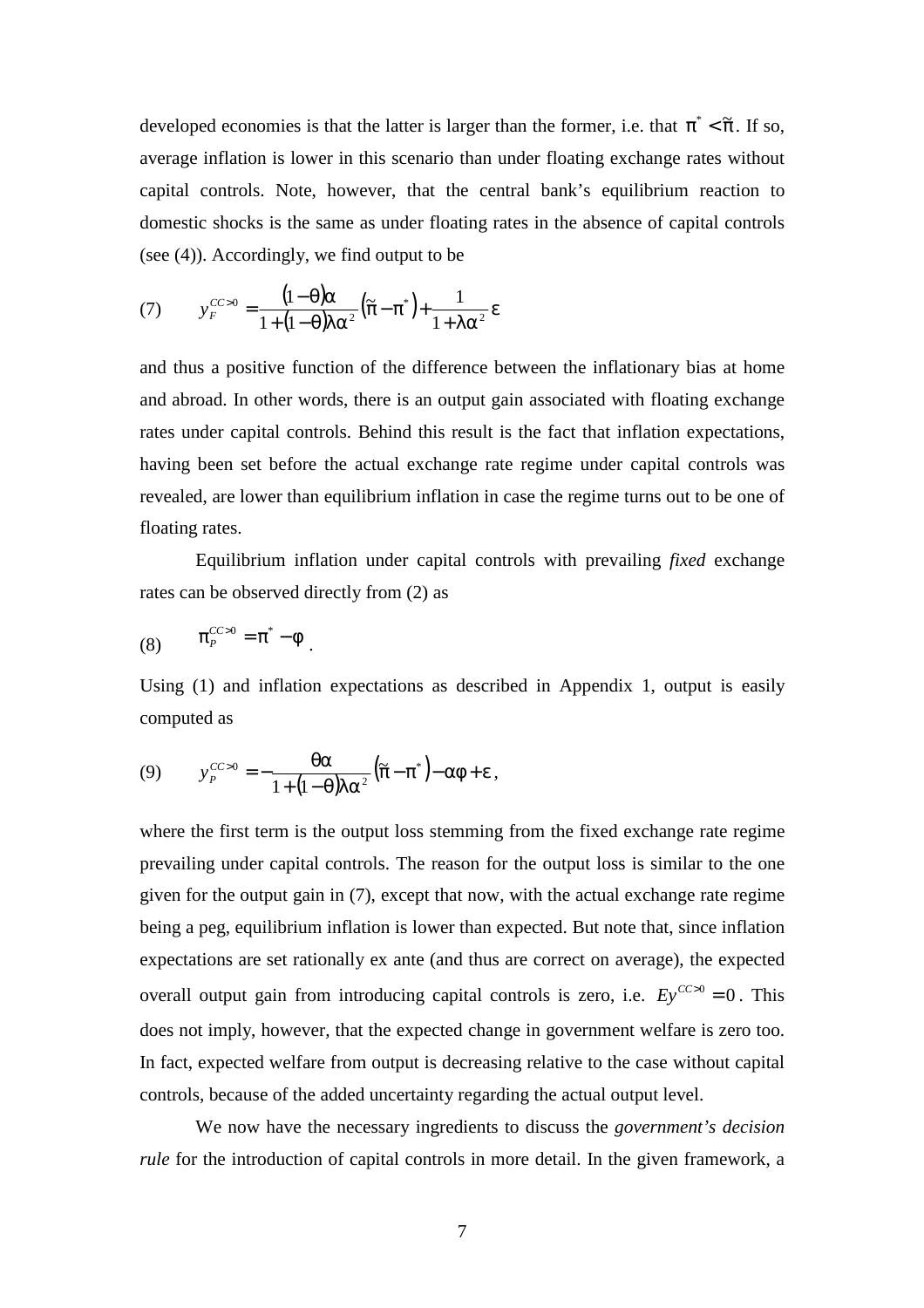developed economies is that the latter is larger than the former, i.e. that $\pi^* < \tilde{\pi}$. If so, average inflation is lower in this scenario than under floating exchange rates without capital controls. Note, however, that the central bank's equilibrium reaction to domestic shocks is the same as under floating rates in the absence of capital controls (see (4)). Accordingly, we find output to be

$$y_F^{CC>0} = \frac{(1-\theta)\alpha}{1+(1-\theta)\lambda\alpha^2}\left(\tilde{\pi} - \pi^*\right) + \frac{1}{1+\lambda\alpha^2}\varepsilon \tag{7}$$

and thus a positive function of the difference between the inflationary bias at home and abroad. In other words, there is an output gain associated with floating exchange rates under capital controls. Behind this result is the fact that inflation expectations, having been set before the actual exchange rate regime under capital controls was revealed, are lower than equilibrium inflation in case the regime turns out to be one of floating rates.

Equilibrium inflation under capital controls with prevailing *fixed* exchange rates can be observed directly from (2) as

$$\pi_P^{CC>0} = \pi^* - \varphi \tag{8}$$

Using (1) and inflation expectations as described in Appendix 1, output is easily computed as

$$y_P^{CC>0} = -\frac{\theta\alpha}{1+(1-\theta)\lambda\alpha^2}\left(\tilde{\pi} - \pi^*\right) - \alpha\varphi + \varepsilon, \tag{9}$$

where the first term is the output loss stemming from the fixed exchange rate regime prevailing under capital controls. The reason for the output loss is similar to the one given for the output gain in (7), except that now, with the actual exchange rate regime being a peg, equilibrium inflation is lower than expected. But note that, since inflation expectations are set rationally ex ante (and thus are correct on average), the expected overall output gain from introducing capital controls is zero, i.e. $Ey^{CC>0} = 0$. This does not imply, however, that the expected change in government welfare is zero too. In fact, expected welfare from output is decreasing relative to the case without capital controls, because of the added uncertainty regarding the actual output level.

We now have the necessary ingredients to discuss the *government's decision rule* for the introduction of capital controls in more detail. In the given framework, a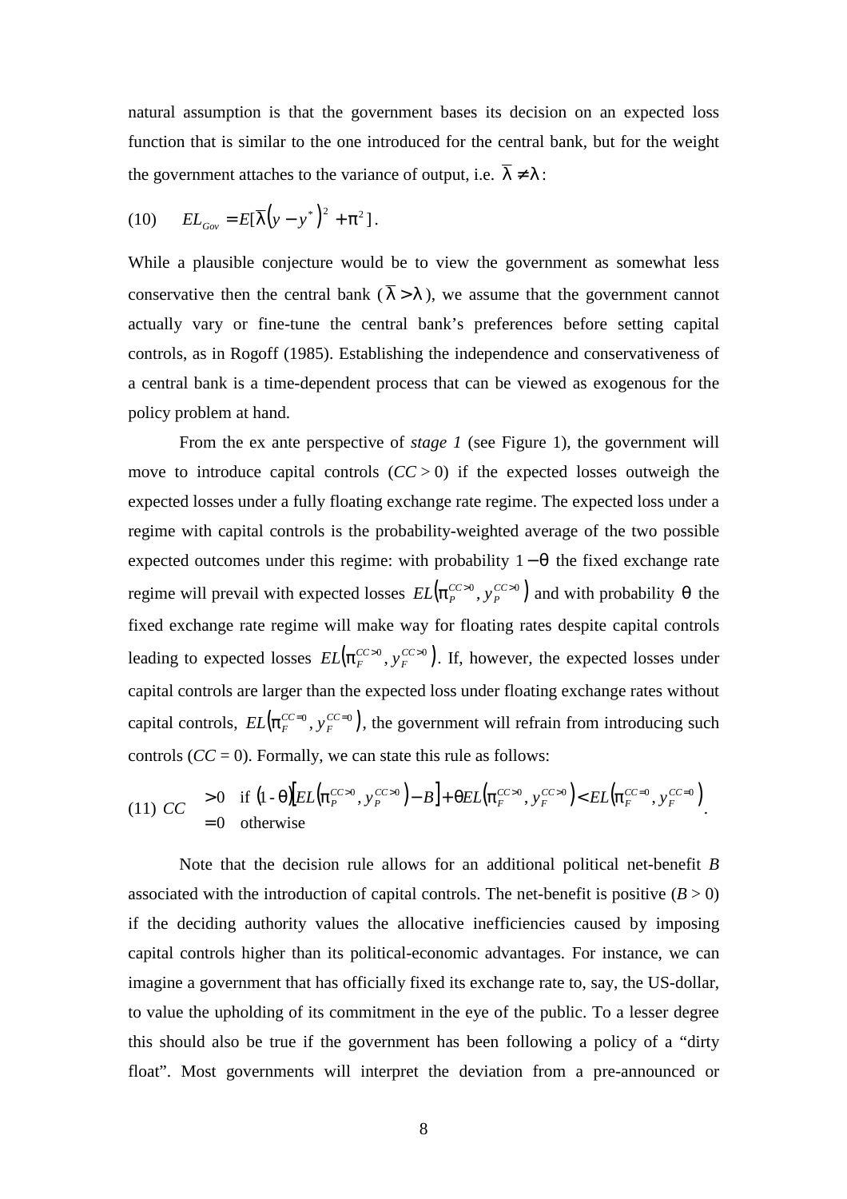natural assumption is that the government bases its decision on an expected loss function that is similar to the one introduced for the central bank, but for the weight the government attaches to the variance of output, i.e. $\bar{\lambda} \neq \lambda$:

$$\text{(10)} \quad EL_{Gov} = E[\bar{\lambda}\left(y - y^*\right)^2 + \pi^2].$$

While a plausible conjecture would be to view the government as somewhat less conservative then the central bank ($\bar{\lambda} > \lambda$), we assume that the government cannot actually vary or fine-tune the central bank's preferences before setting capital controls, as in Rogoff (1985). Establishing the independence and conservativeness of a central bank is a time-dependent process that can be viewed as exogenous for the policy problem at hand.

From the ex ante perspective of *stage 1* (see Figure 1), the government will move to introduce capital controls ($CC > 0$) if the expected losses outweigh the expected losses under a fully floating exchange rate regime. The expected loss under a regime with capital controls is the probability-weighted average of the two possible expected outcomes under this regime: with probability $1 - \theta$ the fixed exchange rate regime will prevail with expected losses $EL\left(\pi_P^{CC>0}, y_P^{CC>0}\right)$ and with probability $\theta$ the fixed exchange rate regime will make way for floating rates despite capital controls leading to expected losses $EL\left(\pi_F^{CC>0}, y_F^{CC>0}\right)$. If, however, the expected losses under capital controls are larger than the expected loss under floating exchange rates without capital controls, $EL\left(\pi_F^{CC=0}, y_F^{CC=0}\right)$, the government will refrain from introducing such controls ($CC = 0$). Formally, we can state this rule as follows:

$$\text{(11)} \quad CC \begin{cases} > 0 & \text{if } (1-\theta)\left[EL\left(\pi_P^{CC>0}, y_P^{CC>0}\right) - B\right] + \theta EL\left(\pi_F^{CC>0}, y_F^{CC>0}\right) < EL\left(\pi_F^{CC=0}, y_F^{CC=0}\right) \\ = 0 & \text{otherwise} \end{cases}.$$

Note that the decision rule allows for an additional political net-benefit $B$ associated with the introduction of capital controls. The net-benefit is positive ($B > 0$) if the deciding authority values the allocative inefficiencies caused by imposing capital controls higher than its political-economic advantages. For instance, we can imagine a government that has officially fixed its exchange rate to, say, the US-dollar, to value the upholding of its commitment in the eye of the public. To a lesser degree this should also be true if the government has been following a policy of a "dirty float". Most governments will interpret the deviation from a pre-announced or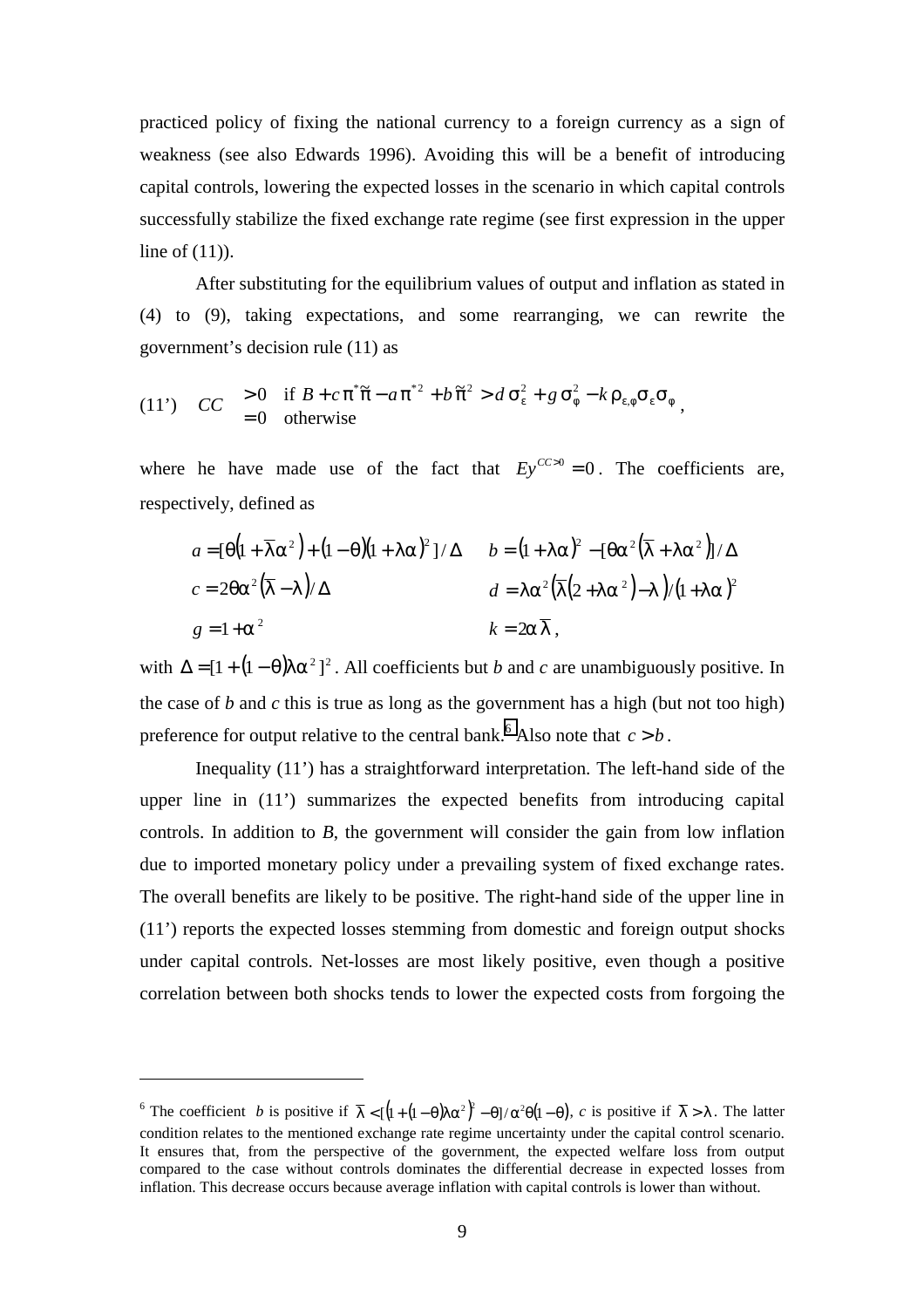practiced policy of fixing the national currency to a foreign currency as a sign of weakness (see also Edwards 1996). Avoiding this will be a benefit of introducing capital controls, lowering the expected losses in the scenario in which capital controls successfully stabilize the fixed exchange rate regime (see first expression in the upper line of (11)).

After substituting for the equilibrium values of output and inflation as stated in (4) to (9), taking expectations, and some rearranging, we can rewrite the government's decision rule (11) as

$$\text{(11')} \quad CC \quad \begin{array}{ll} >0 & \text{if } B + c\pi^{*}\tilde{\pi} - a\pi^{*2} + b\tilde{\pi}^{2} > d\,\sigma_{\varepsilon}^{2} + g\,\sigma_{\varphi}^{2} - k\,\rho_{\varepsilon,\varphi}\sigma_{\varepsilon}\sigma_{\varphi} \\ =0 & \text{otherwise} \end{array},$$

where he have made use of the fact that $Ey^{CC>0} = 0$. The coefficients are, respectively, defined as

$$a = [\theta(1 + \bar{\lambda}\alpha^{2}) + (1-\theta)(1+\lambda\alpha)^{2}]/\Delta \qquad b = (1+\lambda\alpha)^{2} - [\theta\alpha^{2}(\bar{\lambda} + \lambda\alpha^{2})]/\Delta$$

$$c = 2\theta\alpha^{2}(\bar{\lambda} - \lambda)/\Delta \qquad d = \lambda\alpha^{2}(\bar{\lambda}(2+\lambda\alpha^{2}) - \lambda)/(1+\lambda\alpha)^{2}$$

$$g = 1 + \alpha^{2} \qquad k = 2\alpha\bar{\lambda},$$

with $\Delta = [1 + (1-\theta)\lambda\alpha^{2}]^{2}$. All coefficients but $b$ and $c$ are unambiguously positive. In the case of $b$ and $c$ this is true as long as the government has a high (but not too high) preference for output relative to the central bank.[6] Also note that $c > b$.

Inequality (11') has a straightforward interpretation. The left-hand side of the upper line in (11') summarizes the expected benefits from introducing capital controls. In addition to $B$, the government will consider the gain from low inflation due to imported monetary policy under a prevailing system of fixed exchange rates. The overall benefits are likely to be positive. The right-hand side of the upper line in (11') reports the expected losses stemming from domestic and foreign output shocks under capital controls. Net-losses are most likely positive, even though a positive correlation between both shocks tends to lower the expected costs from forgoing the

---

[6] The coefficient $b$ is positive if $\bar{\lambda} < [(1+(1-\theta)\lambda\alpha^{2})^{2} - \theta]/\alpha^{2}\theta(1-\theta)$, $c$ is positive if $\bar{\lambda} > \lambda$. The latter condition relates to the mentioned exchange rate regime uncertainty under the capital control scenario. It ensures that, from the perspective of the government, the expected welfare loss from output compared to the case without controls dominates the differential decrease in expected losses from inflation. This decrease occurs because average inflation with capital controls is lower than without.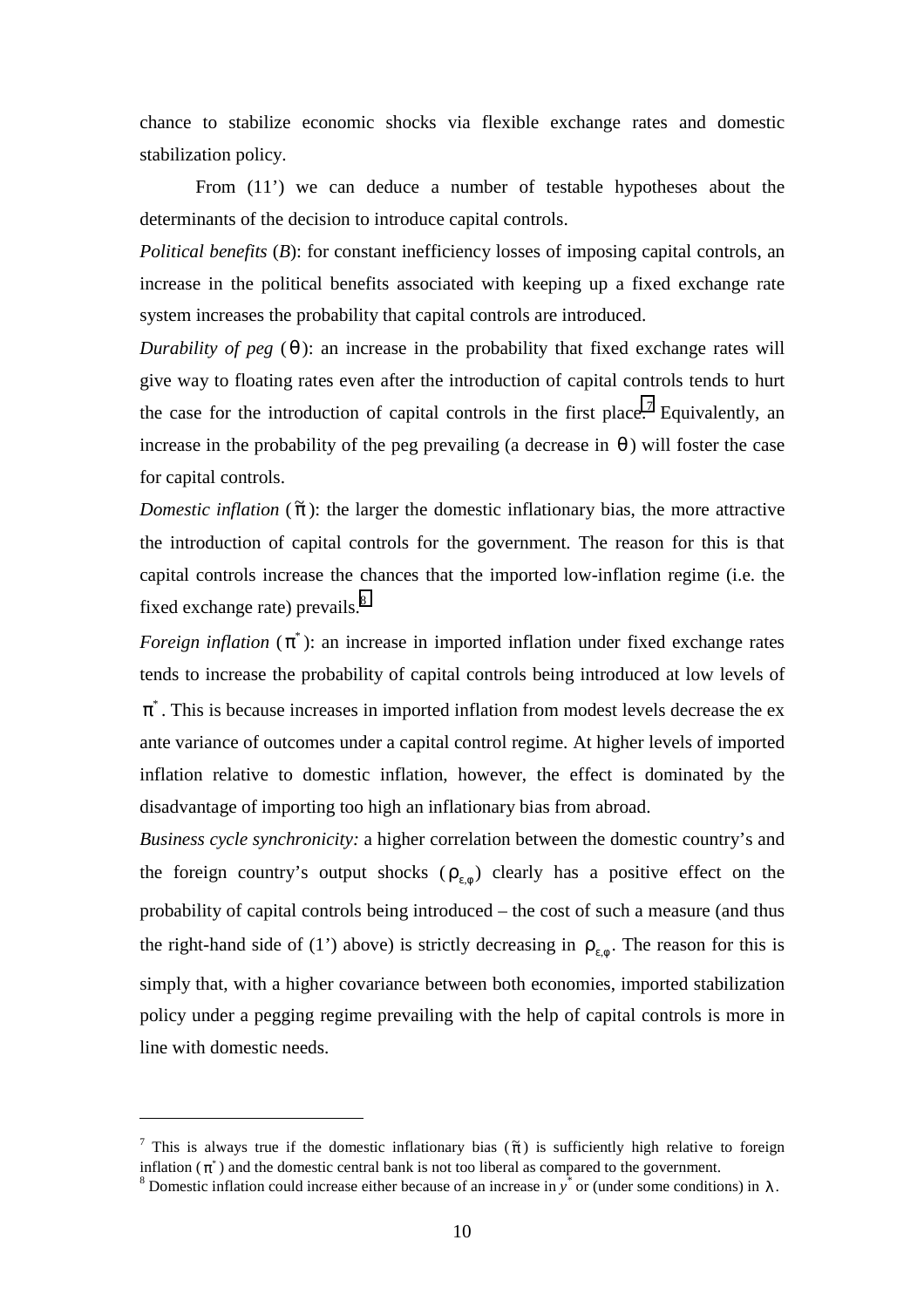chance to stabilize economic shocks via flexible exchange rates and domestic stabilization policy.

From (11') we can deduce a number of testable hypotheses about the determinants of the decision to introduce capital controls.

*Political benefits* (*B*): for constant inefficiency losses of imposing capital controls, an increase in the political benefits associated with keeping up a fixed exchange rate system increases the probability that capital controls are introduced.

*Durability of peg* ($\theta$): an increase in the probability that fixed exchange rates will give way to floating rates even after the introduction of capital controls tends to hurt the case for the introduction of capital controls in the first place.[7] Equivalently, an increase in the probability of the peg prevailing (a decrease in $\theta$) will foster the case for capital controls.

*Domestic inflation* ($\tilde{\pi}$): the larger the domestic inflationary bias, the more attractive the introduction of capital controls for the government. The reason for this is that capital controls increase the chances that the imported low-inflation regime (i.e. the fixed exchange rate) prevails.[8]

*Foreign inflation* ($\pi^*$): an increase in imported inflation under fixed exchange rates tends to increase the probability of capital controls being introduced at low levels of $\pi^*$. This is because increases in imported inflation from modest levels decrease the ex ante variance of outcomes under a capital control regime. At higher levels of imported inflation relative to domestic inflation, however, the effect is dominated by the disadvantage of importing too high an inflationary bias from abroad.

*Business cycle synchronicity:* a higher correlation between the domestic country's and the foreign country's output shocks ($\rho_{\varepsilon,\varphi}$) clearly has a positive effect on the probability of capital controls being introduced – the cost of such a measure (and thus the right-hand side of (1') above) is strictly decreasing in $\rho_{\varepsilon,\varphi}$. The reason for this is simply that, with a higher covariance between both economies, imported stabilization policy under a pegging regime prevailing with the help of capital controls is more in line with domestic needs.

---

[7] This is always true if the domestic inflationary bias ($\tilde{\pi}$) is sufficiently high relative to foreign inflation ($\pi^*$) and the domestic central bank is not too liberal as compared to the government.

[8] Domestic inflation could increase either because of an increase in $y^*$ or (under some conditions) in $\lambda$.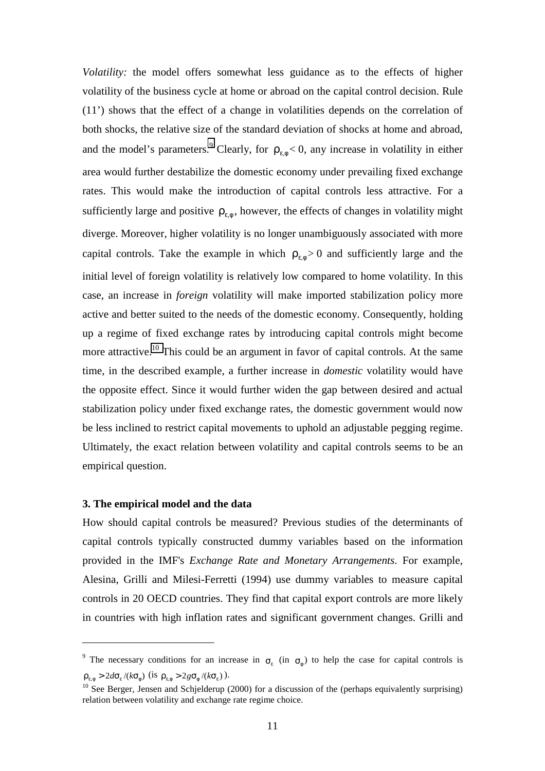*Volatility:* the model offers somewhat less guidance as to the effects of higher volatility of the business cycle at home or abroad on the capital control decision. Rule (11') shows that the effect of a change in volatilities depends on the correlation of both shocks, the relative size of the standard deviation of shocks at home and abroad, and the model's parameters.[9] Clearly, for $\rho_{\varepsilon,\varphi} < 0$, any increase in volatility in either area would further destabilize the domestic economy under prevailing fixed exchange rates. This would make the introduction of capital controls less attractive. For a sufficiently large and positive $\rho_{\varepsilon,\varphi}$, however, the effects of changes in volatility might diverge. Moreover, higher volatility is no longer unambiguously associated with more capital controls. Take the example in which $\rho_{\varepsilon,\varphi} > 0$ and sufficiently large and the initial level of foreign volatility is relatively low compared to home volatility. In this case, an increase in *foreign* volatility will make imported stabilization policy more active and better suited to the needs of the domestic economy. Consequently, holding up a regime of fixed exchange rates by introducing capital controls might become more attractive.[10] This could be an argument in favor of capital controls. At the same time, in the described example, a further increase in *domestic* volatility would have the opposite effect. Since it would further widen the gap between desired and actual stabilization policy under fixed exchange rates, the domestic government would now be less inclined to restrict capital movements to uphold an adjustable pegging regime. Ultimately, the exact relation between volatility and capital controls seems to be an empirical question.

### 3. The empirical model and the data

How should capital controls be measured? Previous studies of the determinants of capital controls typically constructed dummy variables based on the information provided in the IMF's *Exchange Rate and Monetary Arrangements*. For example, Alesina, Grilli and Milesi-Ferretti (1994) use dummy variables to measure capital controls in 20 OECD countries. They find that capital export controls are more likely in countries with high inflation rates and significant government changes. Grilli and

---

[9] The necessary conditions for an increase in $\sigma_\varepsilon$ (in $\sigma_\varphi$) to help the case for capital controls is $\rho_{\varepsilon,\varphi} > 2d\sigma_\varepsilon/(k\sigma_\varphi)$ (is $\rho_{\varepsilon,\varphi} > 2g\sigma_\varphi/(k\sigma_\varepsilon)$).

[10] See Berger, Jensen and Schjelderup (2000) for a discussion of the (perhaps equivalently surprising) relation between volatility and exchange rate regime choice.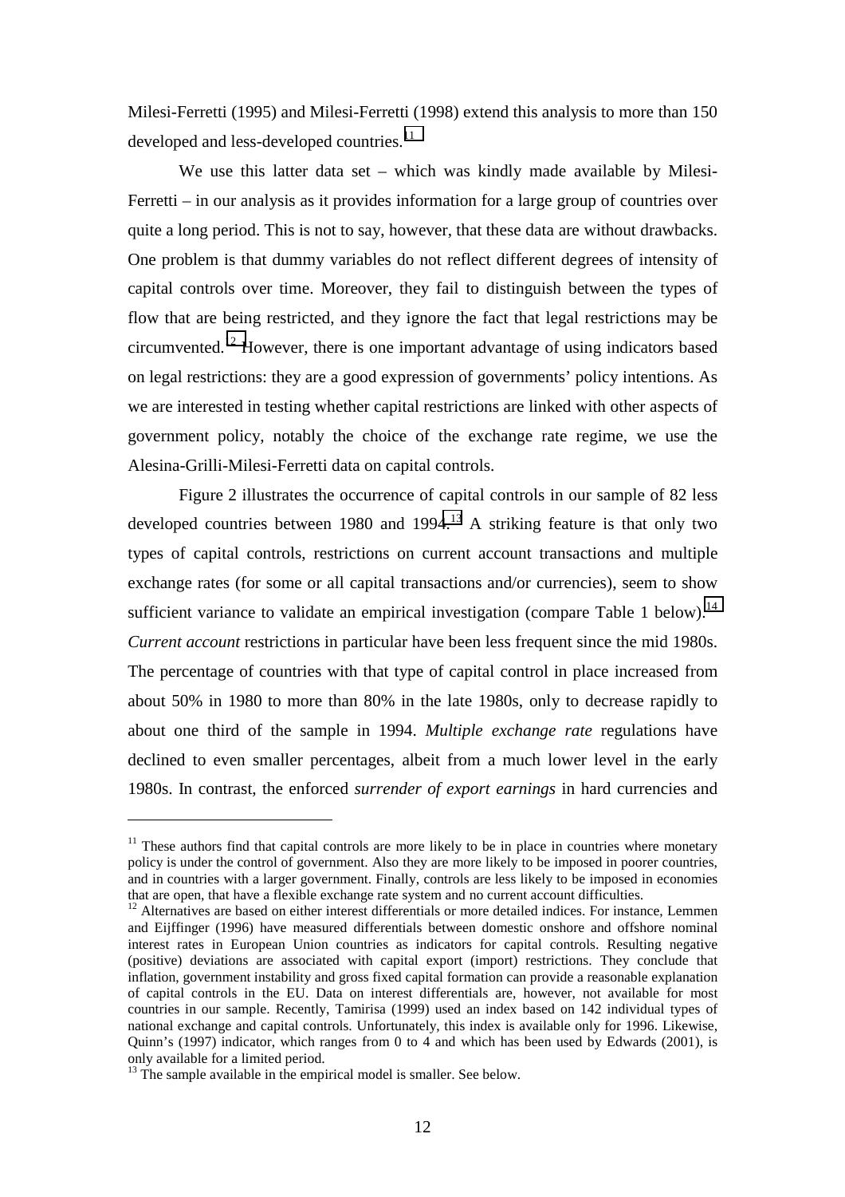Milesi-Ferretti (1995) and Milesi-Ferretti (1998) extend this analysis to more than 150 developed and less-developed countries.[11]

We use this latter data set – which was kindly made available by Milesi-Ferretti – in our analysis as it provides information for a large group of countries over quite a long period. This is not to say, however, that these data are without drawbacks. One problem is that dummy variables do not reflect different degrees of intensity of capital controls over time. Moreover, they fail to distinguish between the types of flow that are being restricted, and they ignore the fact that legal restrictions may be circumvented.[12] However, there is one important advantage of using indicators based on legal restrictions: they are a good expression of governments' policy intentions. As we are interested in testing whether capital restrictions are linked with other aspects of government policy, notably the choice of the exchange rate regime, we use the Alesina-Grilli-Milesi-Ferretti data on capital controls.

Figure 2 illustrates the occurrence of capital controls in our sample of 82 less developed countries between 1980 and 1994.[13] A striking feature is that only two types of capital controls, restrictions on current account transactions and multiple exchange rates (for some or all capital transactions and/or currencies), seem to show sufficient variance to validate an empirical investigation (compare Table 1 below).[14] *Current account* restrictions in particular have been less frequent since the mid 1980s. The percentage of countries with that type of capital control in place increased from about 50% in 1980 to more than 80% in the late 1980s, only to decrease rapidly to about one third of the sample in 1994. *Multiple exchange rate* regulations have declined to even smaller percentages, albeit from a much lower level in the early 1980s. In contrast, the enforced *surrender of export earnings* in hard currencies and

---

[11] These authors find that capital controls are more likely to be in place in countries where monetary policy is under the control of government. Also they are more likely to be imposed in poorer countries, and in countries with a larger government. Finally, controls are less likely to be imposed in economies that are open, that have a flexible exchange rate system and no current account difficulties.

[12] Alternatives are based on either interest differentials or more detailed indices. For instance, Lemmen and Eijffinger (1996) have measured differentials between domestic onshore and offshore nominal interest rates in European Union countries as indicators for capital controls. Resulting negative (positive) deviations are associated with capital export (import) restrictions. They conclude that inflation, government instability and gross fixed capital formation can provide a reasonable explanation of capital controls in the EU. Data on interest differentials are, however, not available for most countries in our sample. Recently, Tamirisa (1999) used an index based on 142 individual types of national exchange and capital controls. Unfortunately, this index is available only for 1996. Likewise, Quinn's (1997) indicator, which ranges from 0 to 4 and which has been used by Edwards (2001), is only available for a limited period.

[13] The sample available in the empirical model is smaller. See below.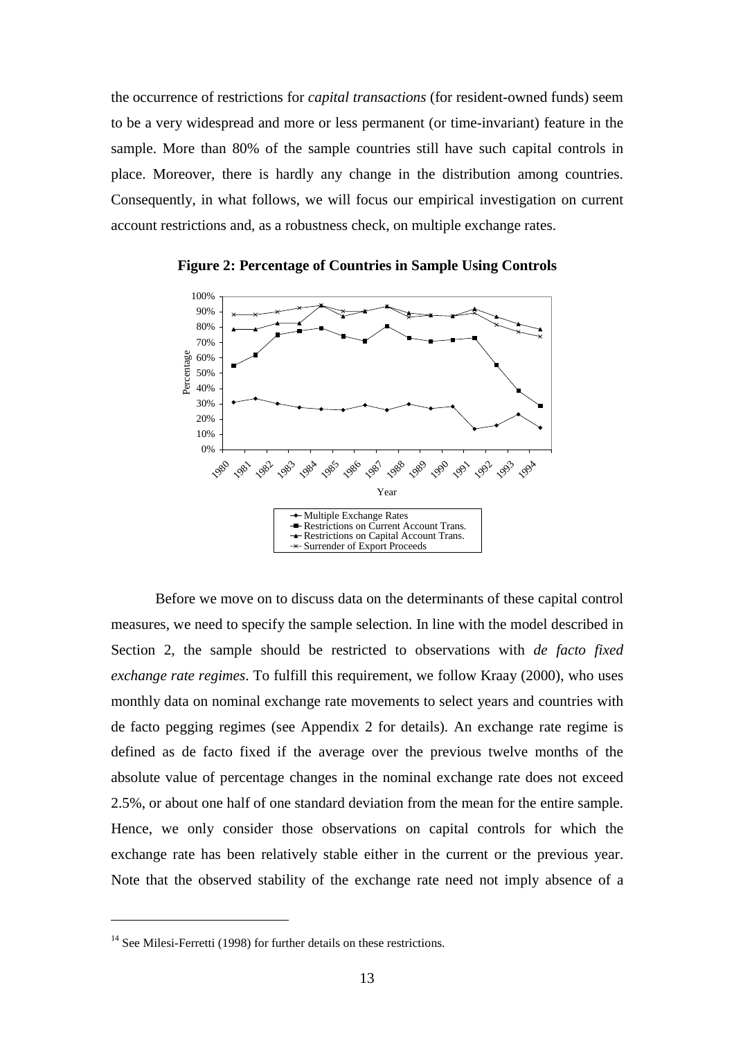the occurrence of restrictions for *capital transactions* (for resident-owned funds) seem to be a very widespread and more or less permanent (or time-invariant) feature in the sample. More than 80% of the sample countries still have such capital controls in place. Moreover, there is hardly any change in the distribution among countries. Consequently, in what follows, we will focus our empirical investigation on current account restrictions and, as a robustness check, on multiple exchange rates.

**Figure 2: Percentage of Countries in Sample Using Controls**

Before we move on to discuss data on the determinants of these capital control measures, we need to specify the sample selection. In line with the model described in Section 2, the sample should be restricted to observations with *de facto fixed exchange rate regimes*. To fulfill this requirement, we follow Kraay (2000), who uses monthly data on nominal exchange rate movements to select years and countries with de facto pegging regimes (see Appendix 2 for details). An exchange rate regime is defined as de facto fixed if the average over the previous twelve months of the absolute value of percentage changes in the nominal exchange rate does not exceed 2.5%, or about one half of one standard deviation from the mean for the entire sample. Hence, we only consider those observations on capital controls for which the exchange rate has been relatively stable either in the current or the previous year. Note that the observed stability of the exchange rate need not imply absence of a

[14] See Milesi-Ferretti (1998) for further details on these restrictions.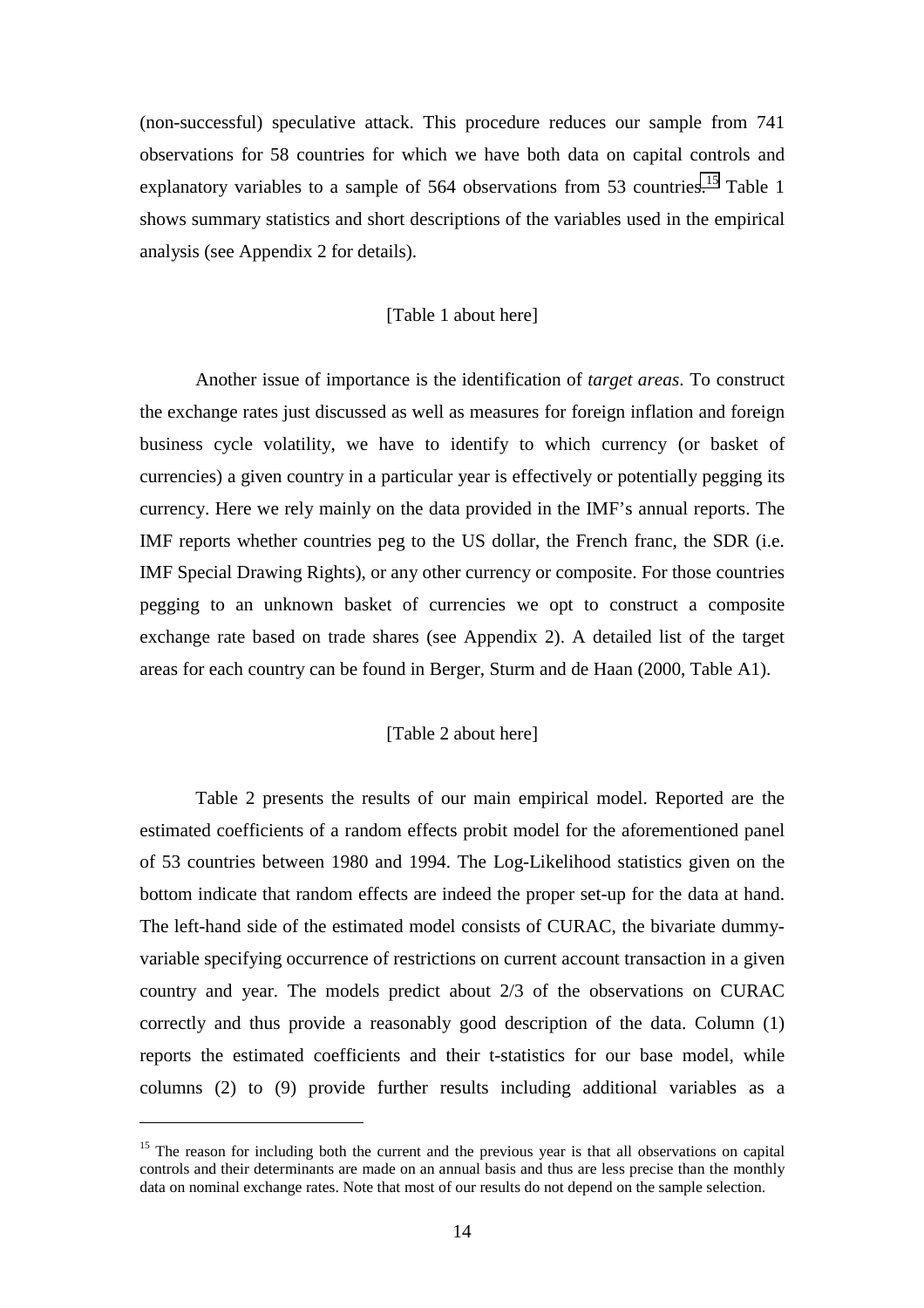(non-successful) speculative attack. This procedure reduces our sample from 741 observations for 58 countries for which we have both data on capital controls and explanatory variables to a sample of 564 observations from 53 countries.[15] Table 1 shows summary statistics and short descriptions of the variables used in the empirical analysis (see Appendix 2 for details).

[Table 1 about here]

Another issue of importance is the identification of *target areas*. To construct the exchange rates just discussed as well as measures for foreign inflation and foreign business cycle volatility, we have to identify to which currency (or basket of currencies) a given country in a particular year is effectively or potentially pegging its currency. Here we rely mainly on the data provided in the IMF's annual reports. The IMF reports whether countries peg to the US dollar, the French franc, the SDR (i.e. IMF Special Drawing Rights), or any other currency or composite. For those countries pegging to an unknown basket of currencies we opt to construct a composite exchange rate based on trade shares (see Appendix 2). A detailed list of the target areas for each country can be found in Berger, Sturm and de Haan (2000, Table A1).

[Table 2 about here]

Table 2 presents the results of our main empirical model. Reported are the estimated coefficients of a random effects probit model for the aforementioned panel of 53 countries between 1980 and 1994. The Log-Likelihood statistics given on the bottom indicate that random effects are indeed the proper set-up for the data at hand. The left-hand side of the estimated model consists of CURAC, the bivariate dummy-variable specifying occurrence of restrictions on current account transaction in a given country and year. The models predict about 2/3 of the observations on CURAC correctly and thus provide a reasonably good description of the data. Column (1) reports the estimated coefficients and their t-statistics for our base model, while columns (2) to (9) provide further results including additional variables as a

[15] The reason for including both the current and the previous year is that all observations on capital controls and their determinants are made on an annual basis and thus are less precise than the monthly data on nominal exchange rates. Note that most of our results do not depend on the sample selection.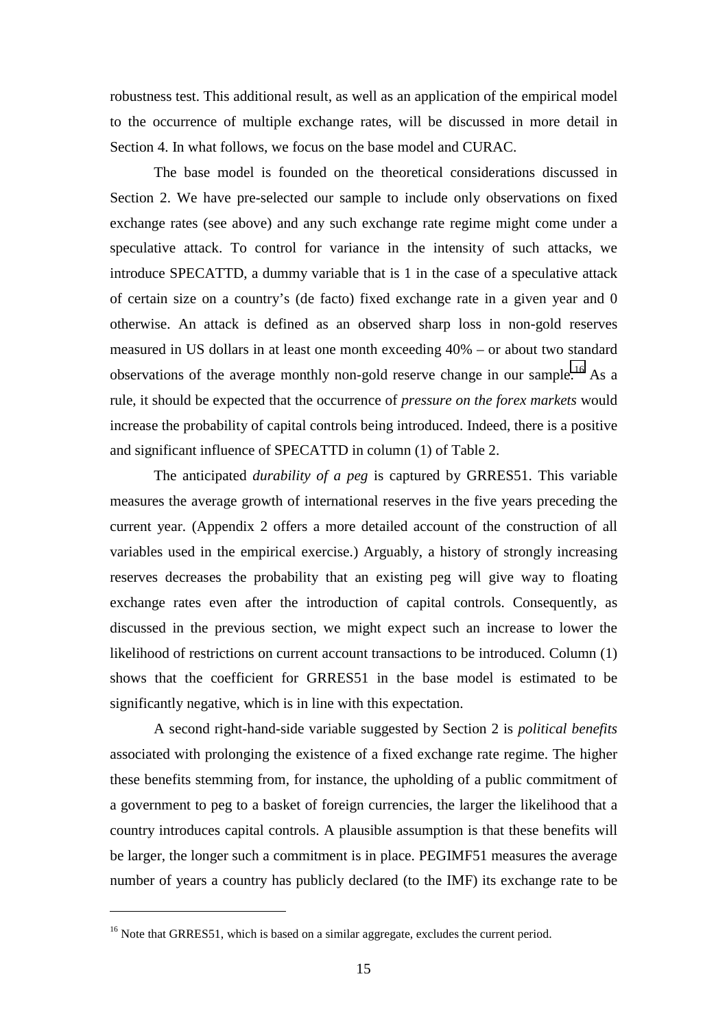robustness test. This additional result, as well as an application of the empirical model to the occurrence of multiple exchange rates, will be discussed in more detail in Section 4. In what follows, we focus on the base model and CURAC.

The base model is founded on the theoretical considerations discussed in Section 2. We have pre-selected our sample to include only observations on fixed exchange rates (see above) and any such exchange rate regime might come under a speculative attack. To control for variance in the intensity of such attacks, we introduce SPECATTD, a dummy variable that is 1 in the case of a speculative attack of certain size on a country's (de facto) fixed exchange rate in a given year and 0 otherwise. An attack is defined as an observed sharp loss in non-gold reserves measured in US dollars in at least one month exceeding 40% – or about two standard observations of the average monthly non-gold reserve change in our sample.[16] As a rule, it should be expected that the occurrence of *pressure on the forex markets* would increase the probability of capital controls being introduced. Indeed, there is a positive and significant influence of SPECATTD in column (1) of Table 2.

The anticipated *durability of a peg* is captured by GRRES51. This variable measures the average growth of international reserves in the five years preceding the current year. (Appendix 2 offers a more detailed account of the construction of all variables used in the empirical exercise.) Arguably, a history of strongly increasing reserves decreases the probability that an existing peg will give way to floating exchange rates even after the introduction of capital controls. Consequently, as discussed in the previous section, we might expect such an increase to lower the likelihood of restrictions on current account transactions to be introduced. Column (1) shows that the coefficient for GRRES51 in the base model is estimated to be significantly negative, which is in line with this expectation.

A second right-hand-side variable suggested by Section 2 is *political benefits* associated with prolonging the existence of a fixed exchange rate regime. The higher these benefits stemming from, for instance, the upholding of a public commitment of a government to peg to a basket of foreign currencies, the larger the likelihood that a country introduces capital controls. A plausible assumption is that these benefits will be larger, the longer such a commitment is in place. PEGIMF51 measures the average number of years a country has publicly declared (to the IMF) its exchange rate to be

[16] Note that GRRES51, which is based on a similar aggregate, excludes the current period.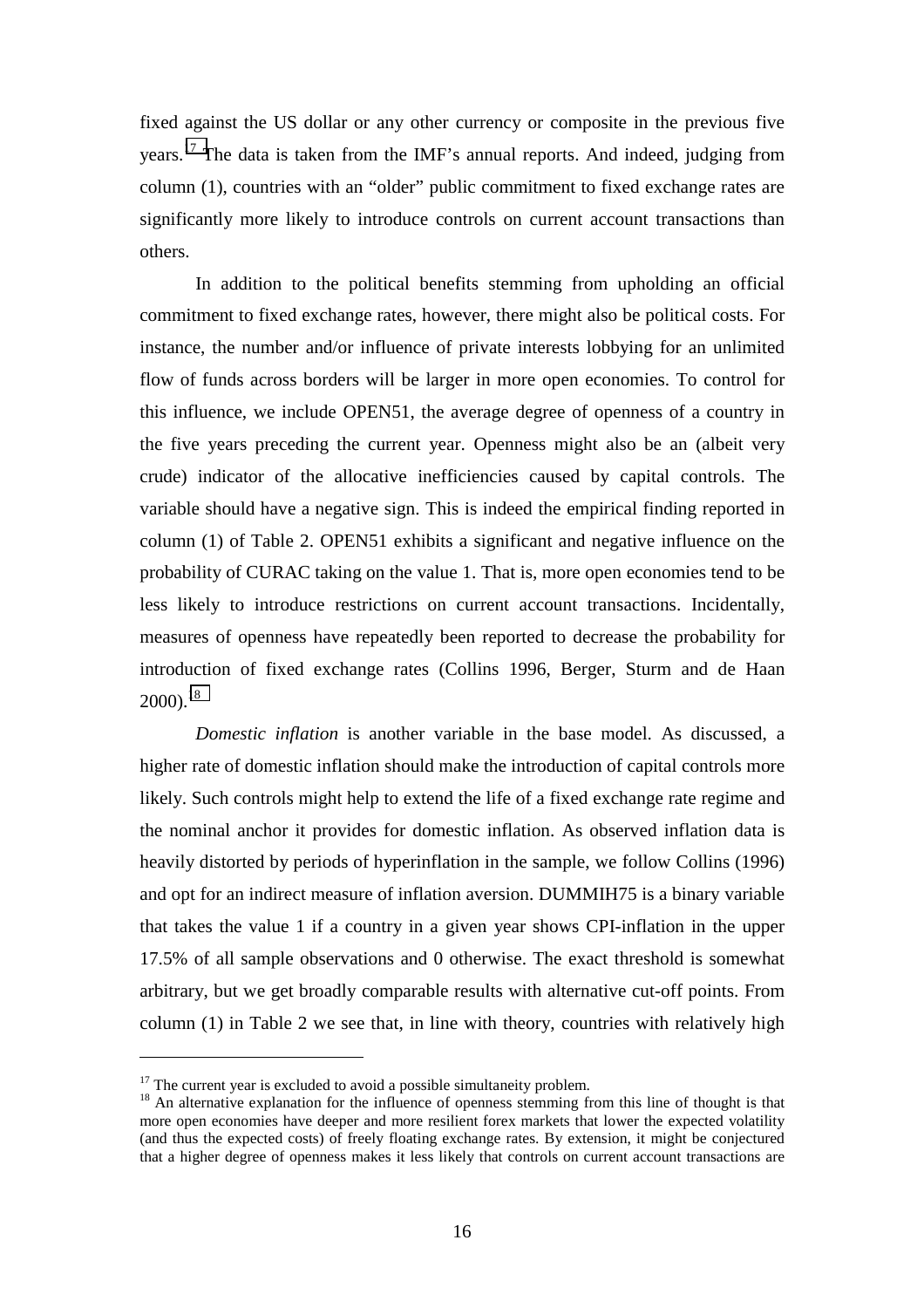fixed against the US dollar or any other currency or composite in the previous five years.[17] The data is taken from the IMF's annual reports. And indeed, judging from column (1), countries with an "older" public commitment to fixed exchange rates are significantly more likely to introduce controls on current account transactions than others.

In addition to the political benefits stemming from upholding an official commitment to fixed exchange rates, however, there might also be political costs. For instance, the number and/or influence of private interests lobbying for an unlimited flow of funds across borders will be larger in more open economies. To control for this influence, we include OPEN51, the average degree of openness of a country in the five years preceding the current year. Openness might also be an (albeit very crude) indicator of the allocative inefficiencies caused by capital controls. The variable should have a negative sign. This is indeed the empirical finding reported in column (1) of Table 2. OPEN51 exhibits a significant and negative influence on the probability of CURAC taking on the value 1. That is, more open economies tend to be less likely to introduce restrictions on current account transactions. Incidentally, measures of openness have repeatedly been reported to decrease the probability for introduction of fixed exchange rates (Collins 1996, Berger, Sturm and de Haan 2000).[18]

*Domestic inflation* is another variable in the base model. As discussed, a higher rate of domestic inflation should make the introduction of capital controls more likely. Such controls might help to extend the life of a fixed exchange rate regime and the nominal anchor it provides for domestic inflation. As observed inflation data is heavily distorted by periods of hyperinflation in the sample, we follow Collins (1996) and opt for an indirect measure of inflation aversion. DUMMIH75 is a binary variable that takes the value 1 if a country in a given year shows CPI-inflation in the upper 17.5% of all sample observations and 0 otherwise. The exact threshold is somewhat arbitrary, but we get broadly comparable results with alternative cut-off points. From column (1) in Table 2 we see that, in line with theory, countries with relatively high

---

[17] The current year is excluded to avoid a possible simultaneity problem.

[18] An alternative explanation for the influence of openness stemming from this line of thought is that more open economies have deeper and more resilient forex markets that lower the expected volatility (and thus the expected costs) of freely floating exchange rates. By extension, it might be conjectured that a higher degree of openness makes it less likely that controls on current account transactions are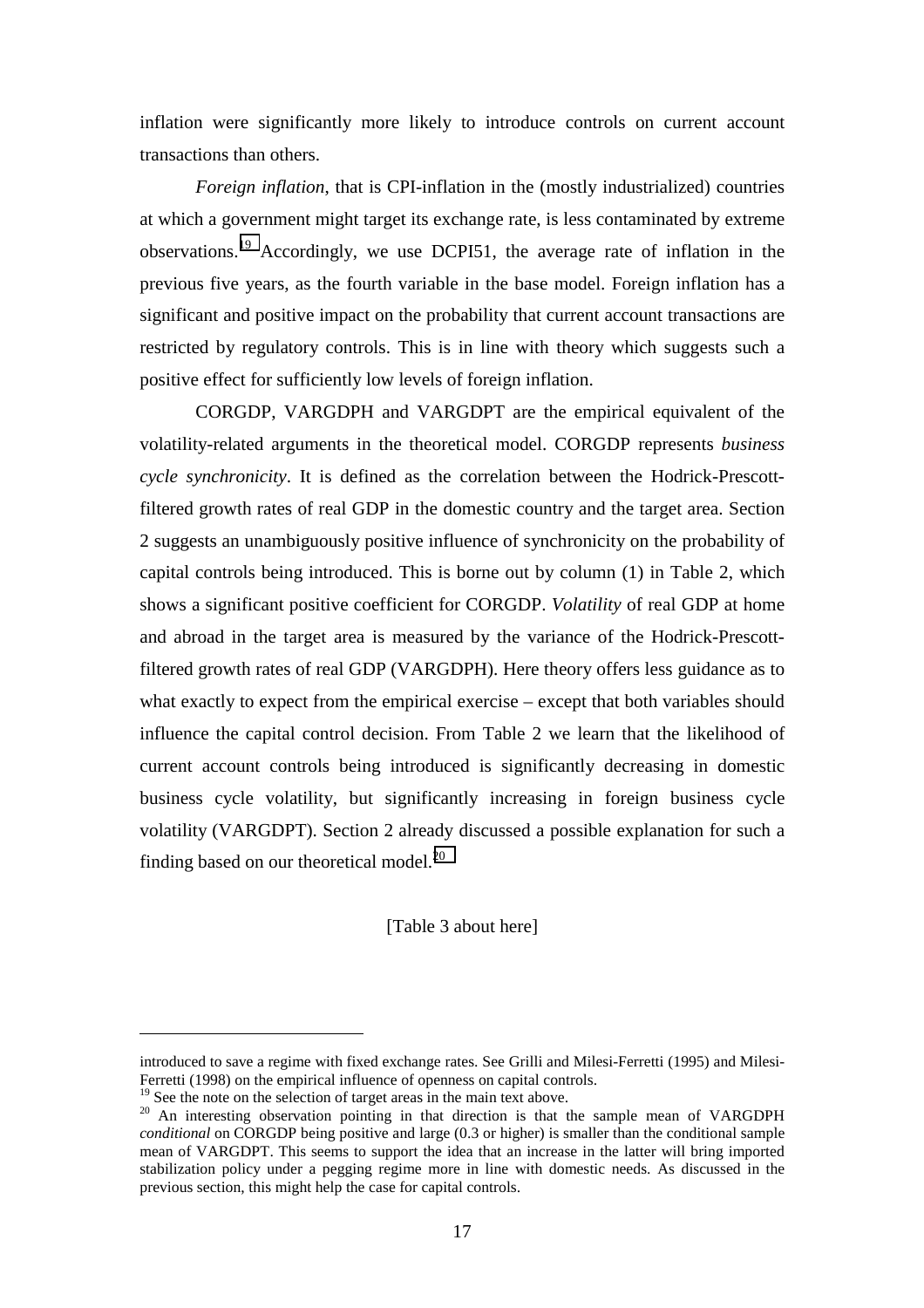inflation were significantly more likely to introduce controls on current account transactions than others.

*Foreign inflation*, that is CPI-inflation in the (mostly industrialized) countries at which a government might target its exchange rate, is less contaminated by extreme observations.[19] Accordingly, we use DCPI51, the average rate of inflation in the previous five years, as the fourth variable in the base model. Foreign inflation has a significant and positive impact on the probability that current account transactions are restricted by regulatory controls. This is in line with theory which suggests such a positive effect for sufficiently low levels of foreign inflation.

CORGDP, VARGDPH and VARGDPT are the empirical equivalent of the volatility-related arguments in the theoretical model. CORGDP represents *business cycle synchronicity*. It is defined as the correlation between the Hodrick-Prescott-filtered growth rates of real GDP in the domestic country and the target area. Section 2 suggests an unambiguously positive influence of synchronicity on the probability of capital controls being introduced. This is borne out by column (1) in Table 2, which shows a significant positive coefficient for CORGDP. *Volatility* of real GDP at home and abroad in the target area is measured by the variance of the Hodrick-Prescott-filtered growth rates of real GDP (VARGDPH). Here theory offers less guidance as to what exactly to expect from the empirical exercise – except that both variables should influence the capital control decision. From Table 2 we learn that the likelihood of current account controls being introduced is significantly decreasing in domestic business cycle volatility, but significantly increasing in foreign business cycle volatility (VARGDPT). Section 2 already discussed a possible explanation for such a finding based on our theoretical model.[20]

[Table 3 about here]

---

introduced to save a regime with fixed exchange rates. See Grilli and Milesi-Ferretti (1995) and Milesi-Ferretti (1998) on the empirical influence of openness on capital controls.

[19] See the note on the selection of target areas in the main text above.

[20] An interesting observation pointing in that direction is that the sample mean of VARGDPH *conditional* on CORGDP being positive and large (0.3 or higher) is smaller than the conditional sample mean of VARGDPT. This seems to support the idea that an increase in the latter will bring imported stabilization policy under a pegging regime more in line with domestic needs. As discussed in the previous section, this might help the case for capital controls.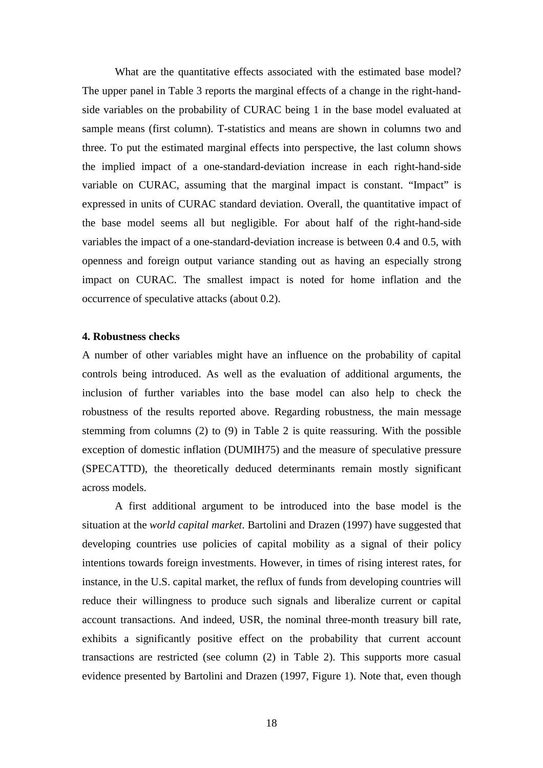What are the quantitative effects associated with the estimated base model? The upper panel in Table 3 reports the marginal effects of a change in the right-hand-side variables on the probability of CURAC being 1 in the base model evaluated at sample means (first column). T-statistics and means are shown in columns two and three. To put the estimated marginal effects into perspective, the last column shows the implied impact of a one-standard-deviation increase in each right-hand-side variable on CURAC, assuming that the marginal impact is constant. "Impact" is expressed in units of CURAC standard deviation. Overall, the quantitative impact of the base model seems all but negligible. For about half of the right-hand-side variables the impact of a one-standard-deviation increase is between 0.4 and 0.5, with openness and foreign output variance standing out as having an especially strong impact on CURAC. The smallest impact is noted for home inflation and the occurrence of speculative attacks (about 0.2).

## 4. Robustness checks

A number of other variables might have an influence on the probability of capital controls being introduced. As well as the evaluation of additional arguments, the inclusion of further variables into the base model can also help to check the robustness of the results reported above. Regarding robustness, the main message stemming from columns (2) to (9) in Table 2 is quite reassuring. With the possible exception of domestic inflation (DUMIH75) and the measure of speculative pressure (SPECATTD), the theoretically deduced determinants remain mostly significant across models.

A first additional argument to be introduced into the base model is the situation at the *world capital market*. Bartolini and Drazen (1997) have suggested that developing countries use policies of capital mobility as a signal of their policy intentions towards foreign investments. However, in times of rising interest rates, for instance, in the U.S. capital market, the reflux of funds from developing countries will reduce their willingness to produce such signals and liberalize current or capital account transactions. And indeed, USR, the nominal three-month treasury bill rate, exhibits a significantly positive effect on the probability that current account transactions are restricted (see column (2) in Table 2). This supports more casual evidence presented by Bartolini and Drazen (1997, Figure 1). Note that, even though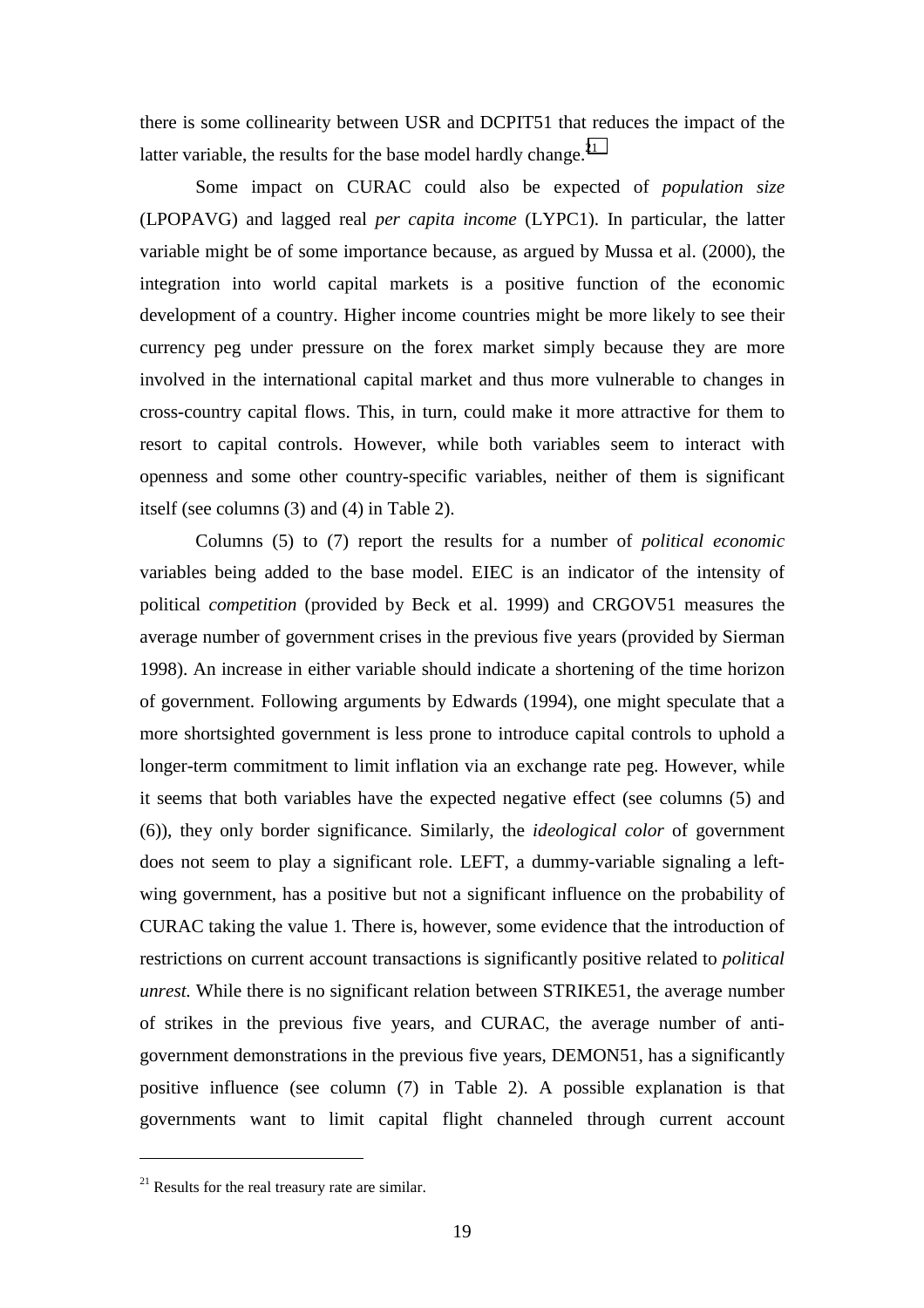there is some collinearity between USR and DCPIT51 that reduces the impact of the latter variable, the results for the base model hardly change.[21]

Some impact on CURAC could also be expected of *population size* (LPOPAVG) and lagged real *per capita income* (LYPC1). In particular, the latter variable might be of some importance because, as argued by Mussa et al. (2000), the integration into world capital markets is a positive function of the economic development of a country. Higher income countries might be more likely to see their currency peg under pressure on the forex market simply because they are more involved in the international capital market and thus more vulnerable to changes in cross-country capital flows. This, in turn, could make it more attractive for them to resort to capital controls. However, while both variables seem to interact with openness and some other country-specific variables, neither of them is significant itself (see columns (3) and (4) in Table 2).

Columns (5) to (7) report the results for a number of *political economic* variables being added to the base model. EIEC is an indicator of the intensity of political *competition* (provided by Beck et al. 1999) and CRGOV51 measures the average number of government crises in the previous five years (provided by Sierman 1998). An increase in either variable should indicate a shortening of the time horizon of government. Following arguments by Edwards (1994), one might speculate that a more shortsighted government is less prone to introduce capital controls to uphold a longer-term commitment to limit inflation via an exchange rate peg. However, while it seems that both variables have the expected negative effect (see columns (5) and (6)), they only border significance. Similarly, the *ideological color* of government does not seem to play a significant role. LEFT, a dummy-variable signaling a left-wing government, has a positive but not a significant influence on the probability of CURAC taking the value 1. There is, however, some evidence that the introduction of restrictions on current account transactions is significantly positive related to *political unrest.* While there is no significant relation between STRIKE51, the average number of strikes in the previous five years, and CURAC, the average number of anti-government demonstrations in the previous five years, DEMON51, has a significantly positive influence (see column (7) in Table 2). A possible explanation is that governments want to limit capital flight channeled through current account

[21] Results for the real treasury rate are similar.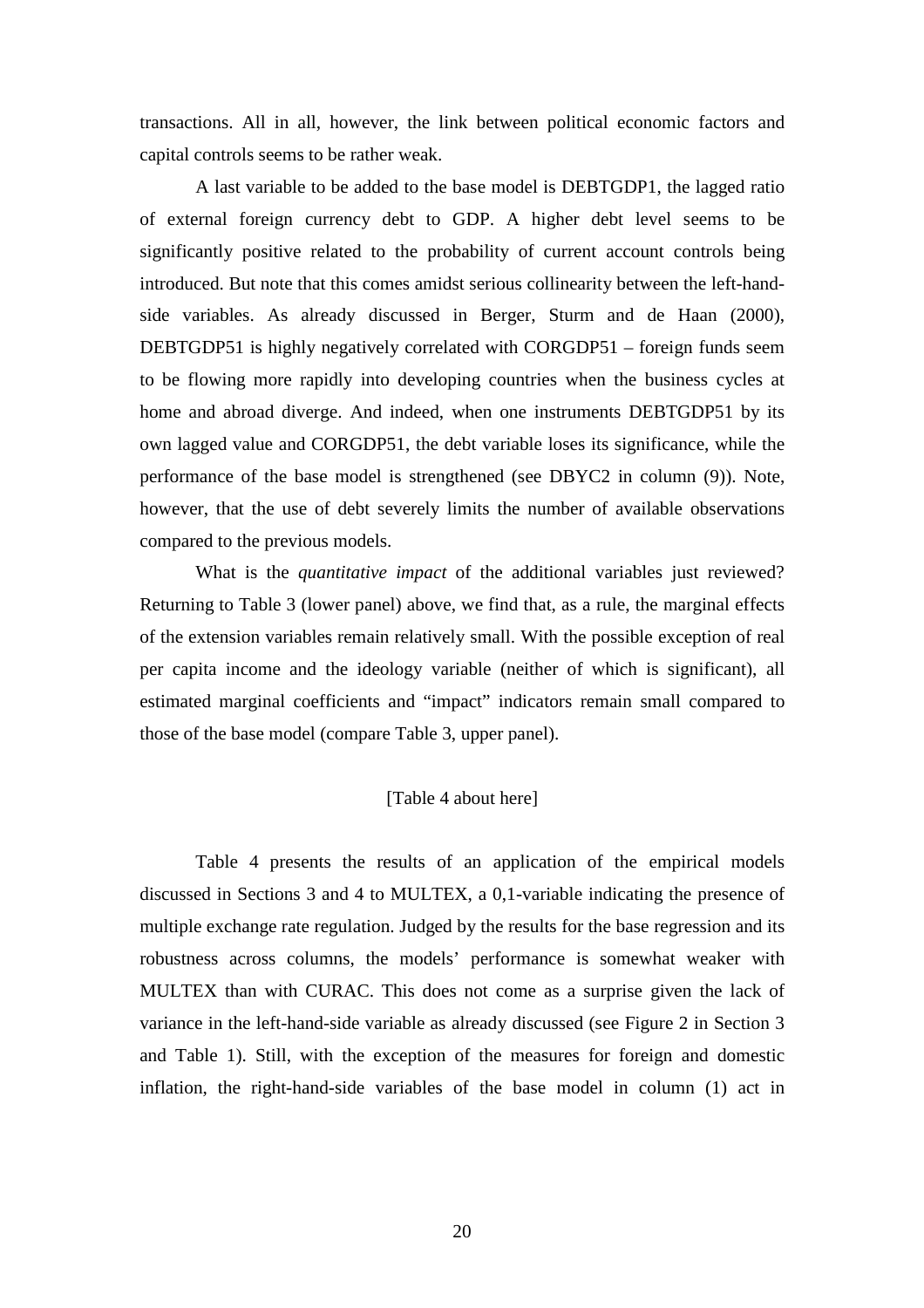transactions. All in all, however, the link between political economic factors and capital controls seems to be rather weak.

A last variable to be added to the base model is DEBTGDP1, the lagged ratio of external foreign currency debt to GDP. A higher debt level seems to be significantly positive related to the probability of current account controls being introduced. But note that this comes amidst serious collinearity between the left-hand-side variables. As already discussed in Berger, Sturm and de Haan (2000), DEBTGDP51 is highly negatively correlated with CORGDP51 – foreign funds seem to be flowing more rapidly into developing countries when the business cycles at home and abroad diverge. And indeed, when one instruments DEBTGDP51 by its own lagged value and CORGDP51, the debt variable loses its significance, while the performance of the base model is strengthened (see DBYC2 in column (9)). Note, however, that the use of debt severely limits the number of available observations compared to the previous models.

What is the *quantitative impact* of the additional variables just reviewed? Returning to Table 3 (lower panel) above, we find that, as a rule, the marginal effects of the extension variables remain relatively small. With the possible exception of real per capita income and the ideology variable (neither of which is significant), all estimated marginal coefficients and "impact" indicators remain small compared to those of the base model (compare Table 3, upper panel).

[Table 4 about here]

Table 4 presents the results of an application of the empirical models discussed in Sections 3 and 4 to MULTEX, a 0,1-variable indicating the presence of multiple exchange rate regulation. Judged by the results for the base regression and its robustness across columns, the models' performance is somewhat weaker with MULTEX than with CURAC. This does not come as a surprise given the lack of variance in the left-hand-side variable as already discussed (see Figure 2 in Section 3 and Table 1). Still, with the exception of the measures for foreign and domestic inflation, the right-hand-side variables of the base model in column (1) act in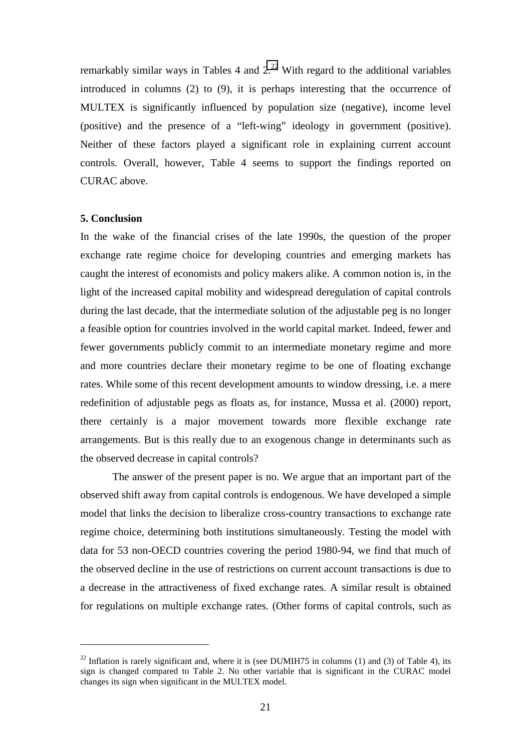remarkably similar ways in Tables 4 and 2.[22] With regard to the additional variables introduced in columns (2) to (9), it is perhaps interesting that the occurrence of MULTEX is significantly influenced by population size (negative), income level (positive) and the presence of a "left-wing" ideology in government (positive). Neither of these factors played a significant role in explaining current account controls. Overall, however, Table 4 seems to support the findings reported on CURAC above.

## 5. Conclusion

In the wake of the financial crises of the late 1990s, the question of the proper exchange rate regime choice for developing countries and emerging markets has caught the interest of economists and policy makers alike. A common notion is, in the light of the increased capital mobility and widespread deregulation of capital controls during the last decade, that the intermediate solution of the adjustable peg is no longer a feasible option for countries involved in the world capital market. Indeed, fewer and fewer governments publicly commit to an intermediate monetary regime and more and more countries declare their monetary regime to be one of floating exchange rates. While some of this recent development amounts to window dressing, i.e. a mere redefinition of adjustable pegs as floats as, for instance, Mussa et al. (2000) report, there certainly is a major movement towards more flexible exchange rate arrangements. But is this really due to an exogenous change in determinants such as the observed decrease in capital controls?

The answer of the present paper is no. We argue that an important part of the observed shift away from capital controls is endogenous. We have developed a simple model that links the decision to liberalize cross-country transactions to exchange rate regime choice, determining both institutions simultaneously. Testing the model with data for 53 non-OECD countries covering the period 1980-94, we find that much of the observed decline in the use of restrictions on current account transactions is due to a decrease in the attractiveness of fixed exchange rates. A similar result is obtained for regulations on multiple exchange rates. (Other forms of capital controls, such as

---

[22] Inflation is rarely significant and, where it is (see DUMIH75 in columns (1) and (3) of Table 4), its sign is changed compared to Table 2. No other variable that is significant in the CURAC model changes its sign when significant in the MULTEX model.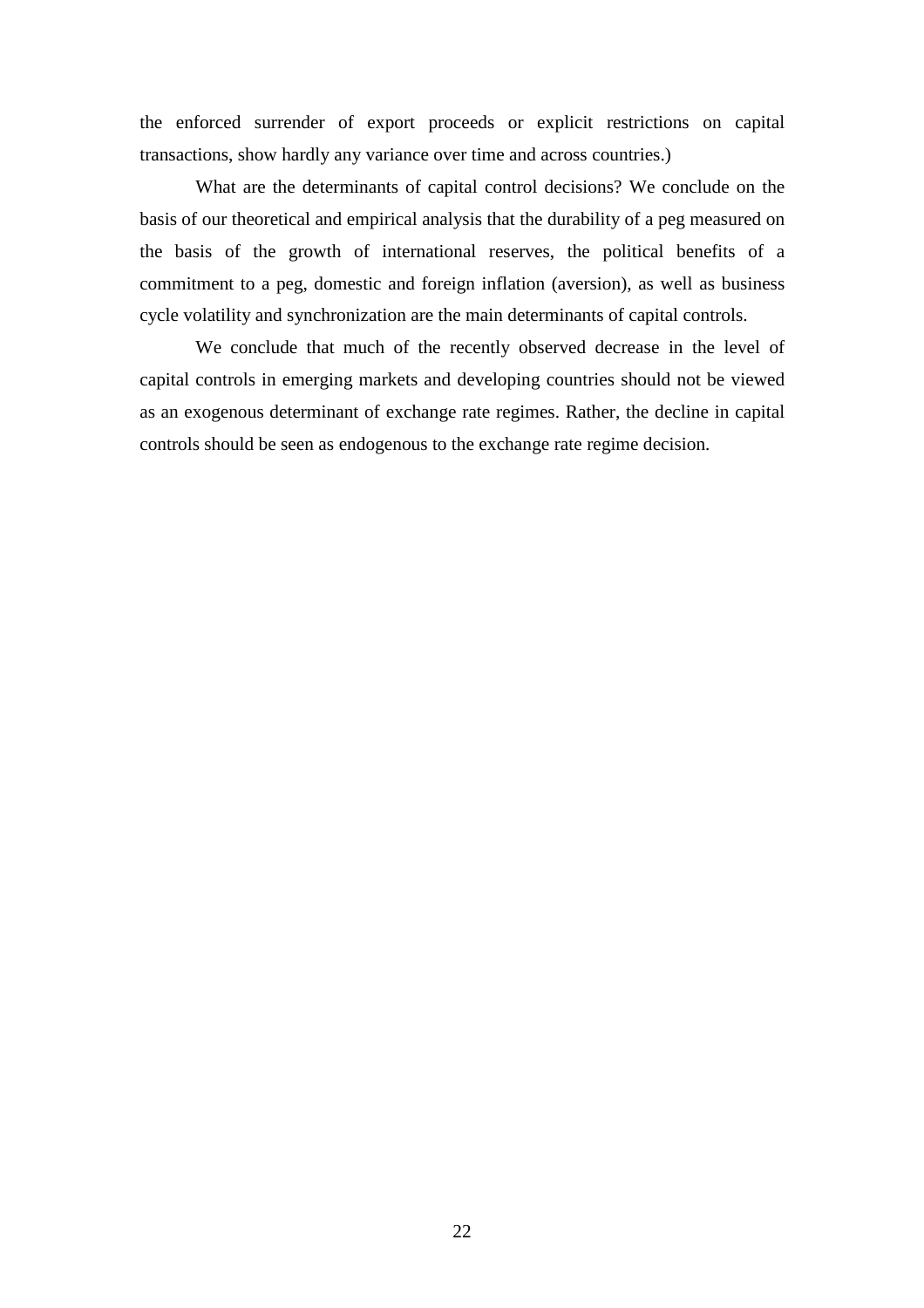the enforced surrender of export proceeds or explicit restrictions on capital transactions, show hardly any variance over time and across countries.)

What are the determinants of capital control decisions? We conclude on the basis of our theoretical and empirical analysis that the durability of a peg measured on the basis of the growth of international reserves, the political benefits of a commitment to a peg, domestic and foreign inflation (aversion), as well as business cycle volatility and synchronization are the main determinants of capital controls.

We conclude that much of the recently observed decrease in the level of capital controls in emerging markets and developing countries should not be viewed as an exogenous determinant of exchange rate regimes. Rather, the decline in capital controls should be seen as endogenous to the exchange rate regime decision.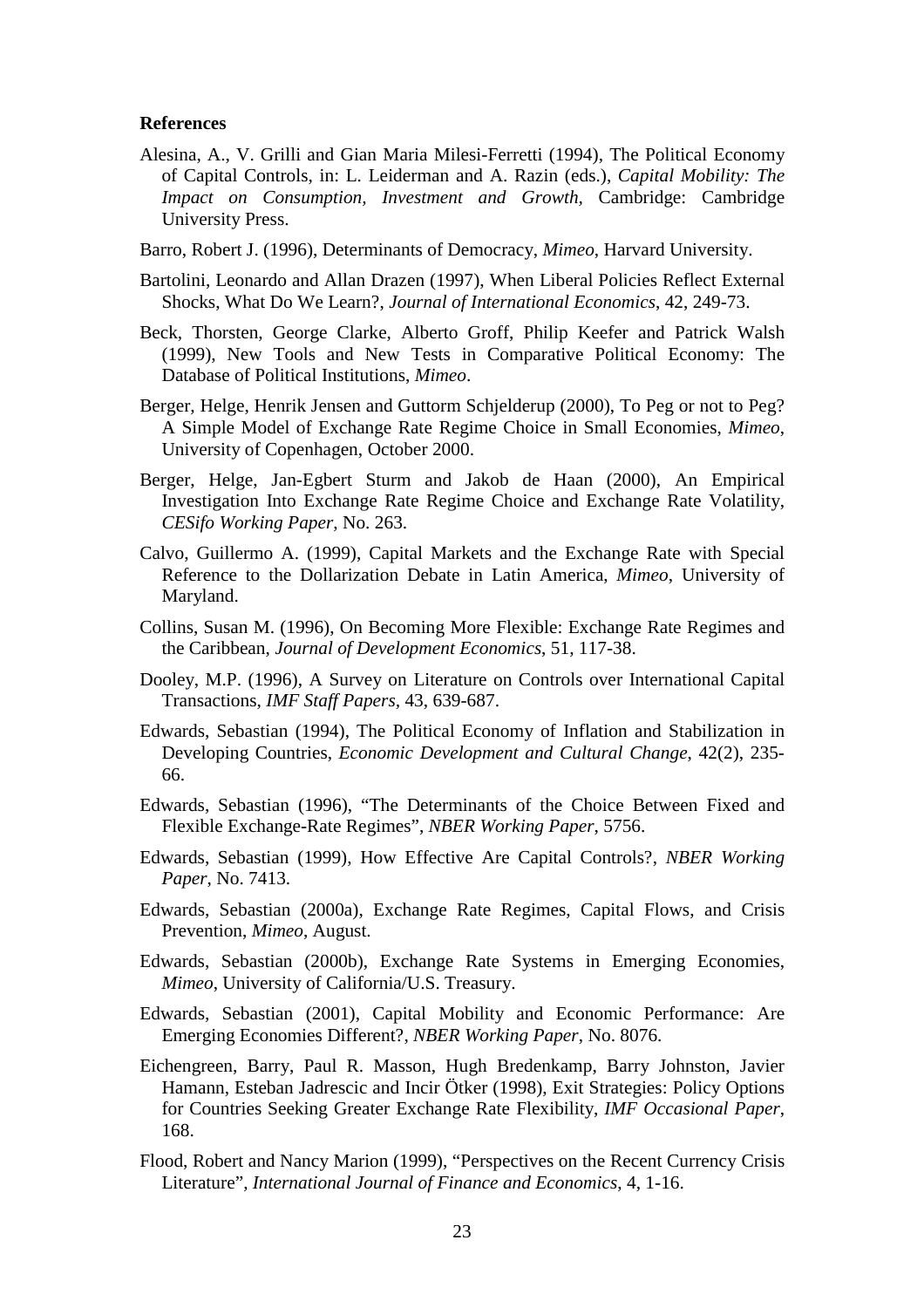**References**

Alesina, A., V. Grilli and Gian Maria Milesi-Ferretti (1994), The Political Economy of Capital Controls, in: L. Leiderman and A. Razin (eds.), *Capital Mobility: The Impact on Consumption, Investment and Growth*, Cambridge: Cambridge University Press.

Barro, Robert J. (1996), Determinants of Democracy, *Mimeo*, Harvard University.

Bartolini, Leonardo and Allan Drazen (1997), When Liberal Policies Reflect External Shocks, What Do We Learn?, *Journal of International Economics*, 42, 249-73.

Beck, Thorsten, George Clarke, Alberto Groff, Philip Keefer and Patrick Walsh (1999), New Tools and New Tests in Comparative Political Economy: The Database of Political Institutions, *Mimeo*.

Berger, Helge, Henrik Jensen and Guttorm Schjelderup (2000), To Peg or not to Peg? A Simple Model of Exchange Rate Regime Choice in Small Economies, *Mimeo*, University of Copenhagen, October 2000.

Berger, Helge, Jan-Egbert Sturm and Jakob de Haan (2000), An Empirical Investigation Into Exchange Rate Regime Choice and Exchange Rate Volatility, *CESifo Working Paper*, No. 263.

Calvo, Guillermo A. (1999), Capital Markets and the Exchange Rate with Special Reference to the Dollarization Debate in Latin America, *Mimeo*, University of Maryland.

Collins, Susan M. (1996), On Becoming More Flexible: Exchange Rate Regimes and the Caribbean, *Journal of Development Economics*, 51, 117-38.

Dooley, M.P. (1996), A Survey on Literature on Controls over International Capital Transactions, *IMF Staff Papers*, 43, 639-687.

Edwards, Sebastian (1994), The Political Economy of Inflation and Stabilization in Developing Countries, *Economic Development and Cultural Change*, 42(2), 235-66.

Edwards, Sebastian (1996), "The Determinants of the Choice Between Fixed and Flexible Exchange-Rate Regimes", *NBER Working Paper*, 5756.

Edwards, Sebastian (1999), How Effective Are Capital Controls?, *NBER Working Paper*, No. 7413.

Edwards, Sebastian (2000a), Exchange Rate Regimes, Capital Flows, and Crisis Prevention, *Mimeo*, August.

Edwards, Sebastian (2000b), Exchange Rate Systems in Emerging Economies, *Mimeo*, University of California/U.S. Treasury.

Edwards, Sebastian (2001), Capital Mobility and Economic Performance: Are Emerging Economies Different?, *NBER Working Paper*, No. 8076.

Eichengreen, Barry, Paul R. Masson, Hugh Bredenkamp, Barry Johnston, Javier Hamann, Esteban Jadrescic and Incir Ötker (1998), Exit Strategies: Policy Options for Countries Seeking Greater Exchange Rate Flexibility, *IMF Occasional Paper*, 168.

Flood, Robert and Nancy Marion (1999), "Perspectives on the Recent Currency Crisis Literature", *International Journal of Finance and Economics*, 4, 1-16.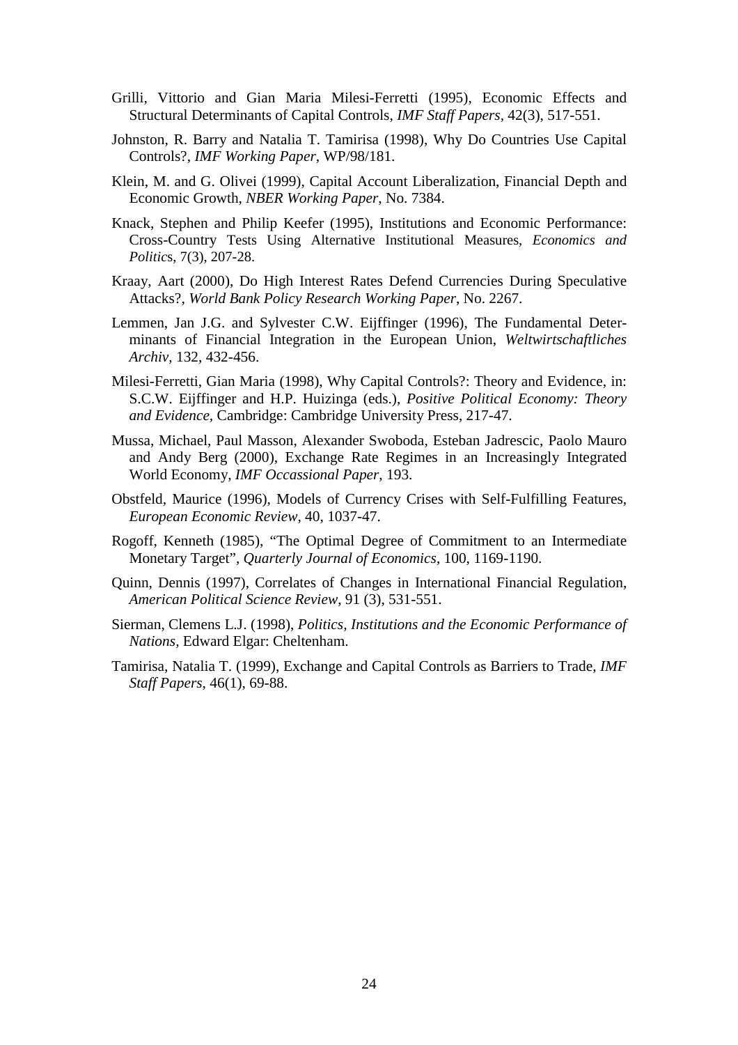Grilli, Vittorio and Gian Maria Milesi-Ferretti (1995), Economic Effects and Structural Determinants of Capital Controls, *IMF Staff Papers*, 42(3), 517-551.

Johnston, R. Barry and Natalia T. Tamirisa (1998), Why Do Countries Use Capital Controls?, *IMF Working Paper*, WP/98/181.

Klein, M. and G. Olivei (1999), Capital Account Liberalization, Financial Depth and Economic Growth, *NBER Working Paper*, No. 7384.

Knack, Stephen and Philip Keefer (1995), Institutions and Economic Performance: Cross-Country Tests Using Alternative Institutional Measures, *Economics and Politic*s, 7(3), 207-28.

Kraay, Aart (2000), Do High Interest Rates Defend Currencies During Speculative Attacks?, *World Bank Policy Research Working Paper*, No. 2267.

Lemmen, Jan J.G. and Sylvester C.W. Eijffinger (1996), The Fundamental Determinants of Financial Integration in the European Union, *Weltwirtschaftliches Archiv,* 132, 432-456.

Milesi-Ferretti, Gian Maria (1998), Why Capital Controls?: Theory and Evidence, in: S.C.W. Eijffinger and H.P. Huizinga (eds.), *Positive Political Economy: Theory and Evidence*, Cambridge: Cambridge University Press, 217-47.

Mussa, Michael, Paul Masson, Alexander Swoboda, Esteban Jadrescic, Paolo Mauro and Andy Berg (2000), Exchange Rate Regimes in an Increasingly Integrated World Economy, *IMF Occassional Paper*, 193.

Obstfeld, Maurice (1996), Models of Currency Crises with Self-Fulfilling Features, *European Economic Review*, 40, 1037-47.

Rogoff, Kenneth (1985), "The Optimal Degree of Commitment to an Intermediate Monetary Target", *Quarterly Journal of Economics*, 100, 1169-1190.

Quinn, Dennis (1997), Correlates of Changes in International Financial Regulation, *American Political Science Review*, 91 (3), 531-551.

Sierman, Clemens L.J. (1998), *Politics, Institutions and the Economic Performance of Nations*, Edward Elgar: Cheltenham.

Tamirisa, Natalia T. (1999), Exchange and Capital Controls as Barriers to Trade, *IMF Staff Papers*, 46(1), 69-88.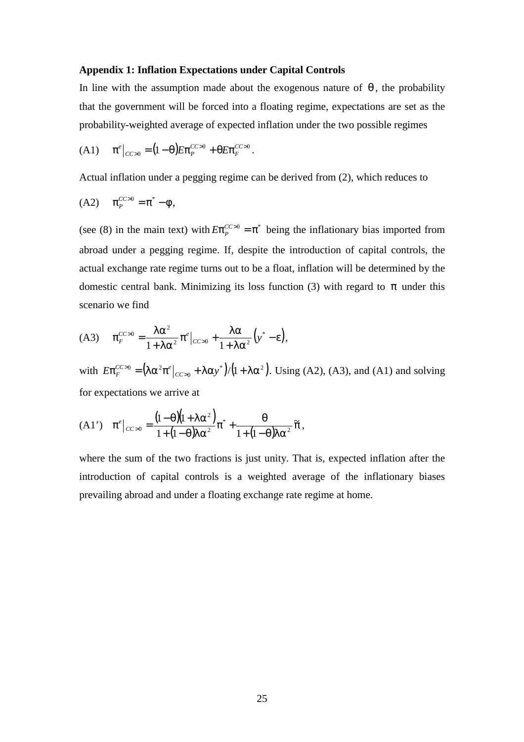**Appendix 1: Inflation Expectations under Capital Controls**

In line with the assumption made about the exogenous nature of $\theta$, the probability that the government will be forced into a floating regime, expectations are set as the probability-weighted average of expected inflation under the two possible regimes

$$\text{(A1)} \quad \pi^e\big|_{CC>0} = (1-\theta)E\pi_P^{CC>0} + \theta E\pi_F^{CC>0}.$$

Actual inflation under a pegging regime can be derived from (2), which reduces to

$$\text{(A2)} \quad \pi_P^{CC>0} = \pi^* - \varphi,$$

(see (8) in the main text) with $E\pi_P^{CC>0} = \pi^*$ being the inflationary bias imported from abroad under a pegging regime. If, despite the introduction of capital controls, the actual exchange rate regime turns out to be a float, inflation will be determined by the domestic central bank. Minimizing its loss function (3) with regard to $\pi$ under this scenario we find

$$\text{(A3)} \quad \pi_F^{CC>0} = \frac{\lambda\alpha^2}{1+\lambda\alpha^2}\pi^e\big|_{CC>0} + \frac{\lambda\alpha}{1+\lambda\alpha^2}\left(y^* - \varepsilon\right),$$

with $E\pi_F^{CC>0} = \left(\lambda\alpha^2\pi^e\big|_{CC>0} + \lambda\alpha y^*\right)/\left(1+\lambda\alpha^2\right)$. Using (A2), (A3), and (A1) and solving for expectations we arrive at

$$\text{(A1')} \quad \pi^e\big|_{CC>0} = \frac{(1-\theta)\left(1+\lambda\alpha^2\right)}{1+(1-\theta)\lambda\alpha^2}\pi^* + \frac{\theta}{1+(1-\theta)\lambda\alpha^2}\tilde{\pi},$$

where the sum of the two fractions is just unity. That is, expected inflation after the introduction of capital controls is a weighted average of the inflationary biases prevailing abroad and under a floating exchange rate regime at home.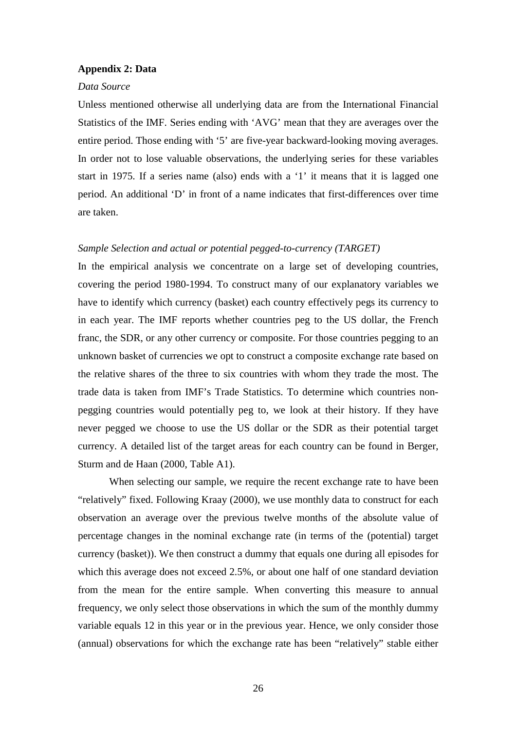**Appendix 2: Data**

*Data Source*

Unless mentioned otherwise all underlying data are from the International Financial Statistics of the IMF. Series ending with 'AVG' mean that they are averages over the entire period. Those ending with '5' are five-year backward-looking moving averages. In order not to lose valuable observations, the underlying series for these variables start in 1975. If a series name (also) ends with a '1' it means that it is lagged one period. An additional 'D' in front of a name indicates that first-differences over time are taken.

*Sample Selection and actual or potential pegged-to-currency (TARGET)*

In the empirical analysis we concentrate on a large set of developing countries, covering the period 1980-1994. To construct many of our explanatory variables we have to identify which currency (basket) each country effectively pegs its currency to in each year. The IMF reports whether countries peg to the US dollar, the French franc, the SDR, or any other currency or composite. For those countries pegging to an unknown basket of currencies we opt to construct a composite exchange rate based on the relative shares of the three to six countries with whom they trade the most. The trade data is taken from IMF's Trade Statistics. To determine which countries non-pegging countries would potentially peg to, we look at their history. If they have never pegged we choose to use the US dollar or the SDR as their potential target currency. A detailed list of the target areas for each country can be found in Berger, Sturm and de Haan (2000, Table A1).

When selecting our sample, we require the recent exchange rate to have been "relatively" fixed. Following Kraay (2000), we use monthly data to construct for each observation an average over the previous twelve months of the absolute value of percentage changes in the nominal exchange rate (in terms of the (potential) target currency (basket)). We then construct a dummy that equals one during all episodes for which this average does not exceed 2.5%, or about one half of one standard deviation from the mean for the entire sample. When converting this measure to annual frequency, we only select those observations in which the sum of the monthly dummy variable equals 12 in this year or in the previous year. Hence, we only consider those (annual) observations for which the exchange rate has been "relatively" stable either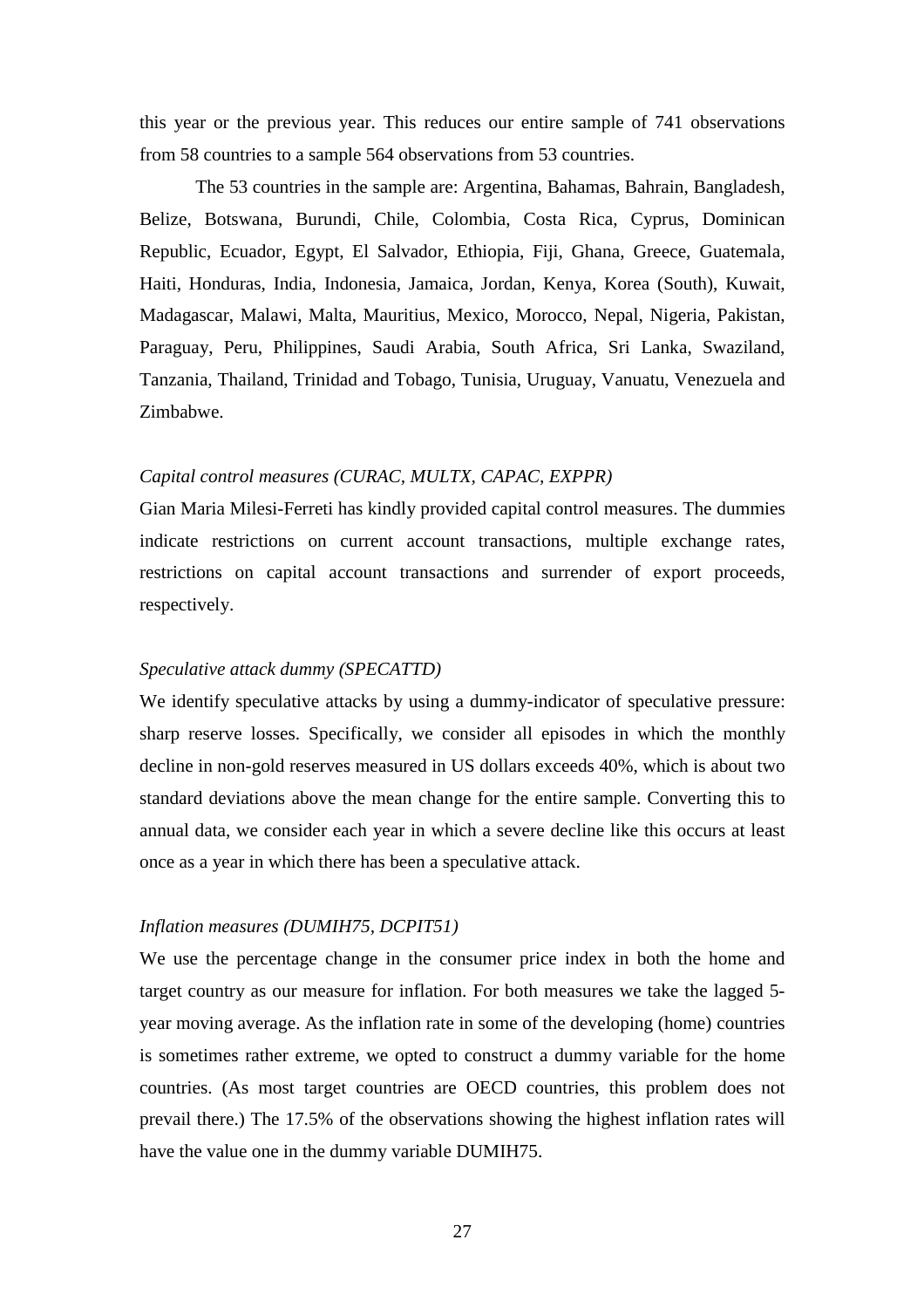this year or the previous year. This reduces our entire sample of 741 observations from 58 countries to a sample 564 observations from 53 countries.

The 53 countries in the sample are: Argentina, Bahamas, Bahrain, Bangladesh, Belize, Botswana, Burundi, Chile, Colombia, Costa Rica, Cyprus, Dominican Republic, Ecuador, Egypt, El Salvador, Ethiopia, Fiji, Ghana, Greece, Guatemala, Haiti, Honduras, India, Indonesia, Jamaica, Jordan, Kenya, Korea (South), Kuwait, Madagascar, Malawi, Malta, Mauritius, Mexico, Morocco, Nepal, Nigeria, Pakistan, Paraguay, Peru, Philippines, Saudi Arabia, South Africa, Sri Lanka, Swaziland, Tanzania, Thailand, Trinidad and Tobago, Tunisia, Uruguay, Vanuatu, Venezuela and Zimbabwe.

*Capital control measures (CURAC, MULTX, CAPAC, EXPPR)*

Gian Maria Milesi-Ferreti has kindly provided capital control measures. The dummies indicate restrictions on current account transactions, multiple exchange rates, restrictions on capital account transactions and surrender of export proceeds, respectively.

*Speculative attack dummy (SPECATTD)*

We identify speculative attacks by using a dummy-indicator of speculative pressure: sharp reserve losses. Specifically, we consider all episodes in which the monthly decline in non-gold reserves measured in US dollars exceeds 40%, which is about two standard deviations above the mean change for the entire sample. Converting this to annual data, we consider each year in which a severe decline like this occurs at least once as a year in which there has been a speculative attack.

*Inflation measures (DUMIH75, DCPIT51)*

We use the percentage change in the consumer price index in both the home and target country as our measure for inflation. For both measures we take the lagged 5-year moving average. As the inflation rate in some of the developing (home) countries is sometimes rather extreme, we opted to construct a dummy variable for the home countries. (As most target countries are OECD countries, this problem does not prevail there.) The 17.5% of the observations showing the highest inflation rates will have the value one in the dummy variable DUMIH75.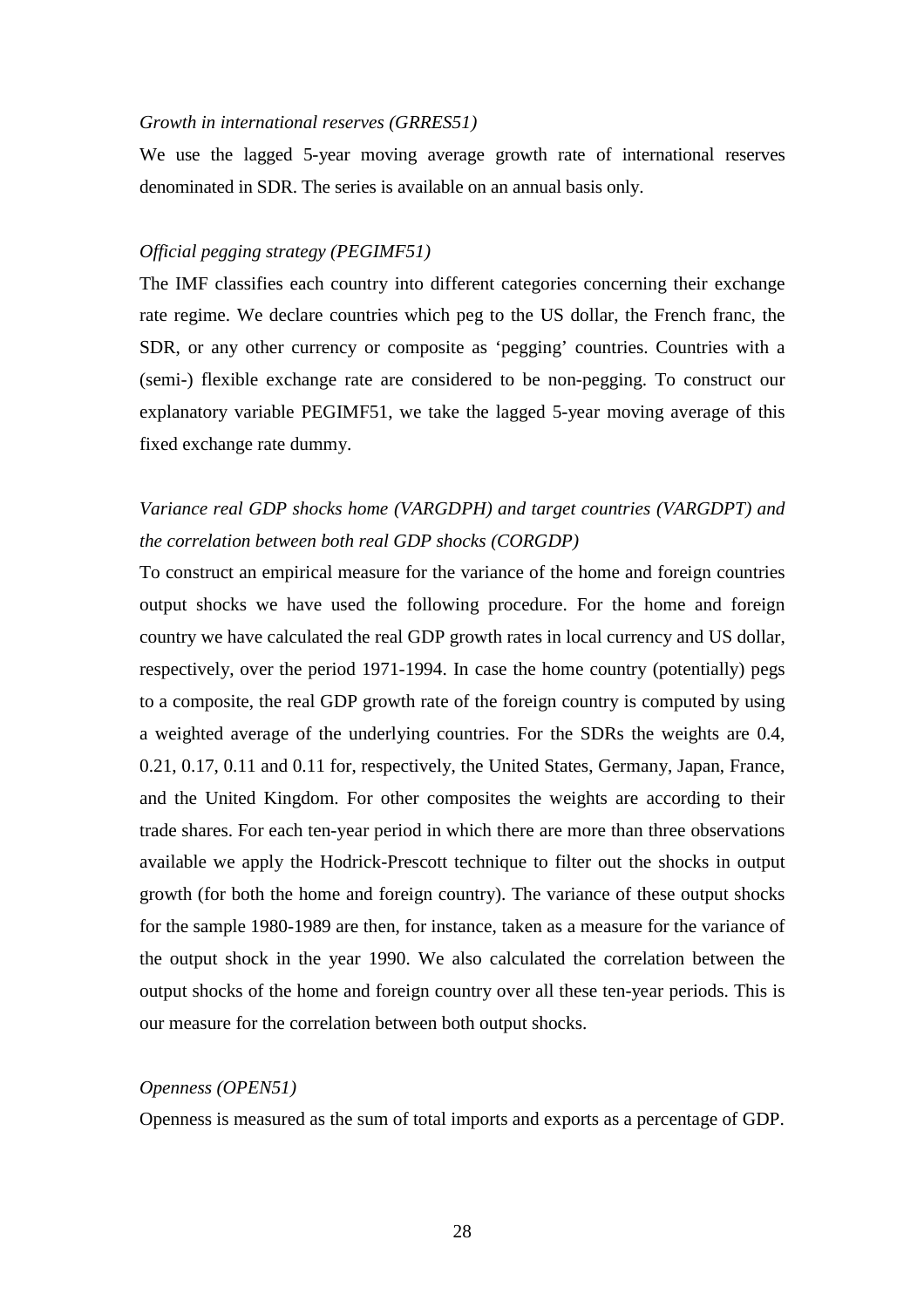*Growth in international reserves (GRRES51)*

We use the lagged 5-year moving average growth rate of international reserves denominated in SDR. The series is available on an annual basis only.

*Official pegging strategy (PEGIMF51)*

The IMF classifies each country into different categories concerning their exchange rate regime. We declare countries which peg to the US dollar, the French franc, the SDR, or any other currency or composite as 'pegging' countries. Countries with a (semi-) flexible exchange rate are considered to be non-pegging. To construct our explanatory variable PEGIMF51, we take the lagged 5-year moving average of this fixed exchange rate dummy.

*Variance real GDP shocks home (VARGDPH) and target countries (VARGDPT) and the correlation between both real GDP shocks (CORGDP)*

To construct an empirical measure for the variance of the home and foreign countries output shocks we have used the following procedure. For the home and foreign country we have calculated the real GDP growth rates in local currency and US dollar, respectively, over the period 1971-1994. In case the home country (potentially) pegs to a composite, the real GDP growth rate of the foreign country is computed by using a weighted average of the underlying countries. For the SDRs the weights are 0.4, 0.21, 0.17, 0.11 and 0.11 for, respectively, the United States, Germany, Japan, France, and the United Kingdom. For other composites the weights are according to their trade shares. For each ten-year period in which there are more than three observations available we apply the Hodrick-Prescott technique to filter out the shocks in output growth (for both the home and foreign country). The variance of these output shocks for the sample 1980-1989 are then, for instance, taken as a measure for the variance of the output shock in the year 1990. We also calculated the correlation between the output shocks of the home and foreign country over all these ten-year periods. This is our measure for the correlation between both output shocks.

*Openness (OPEN51)*

Openness is measured as the sum of total imports and exports as a percentage of GDP.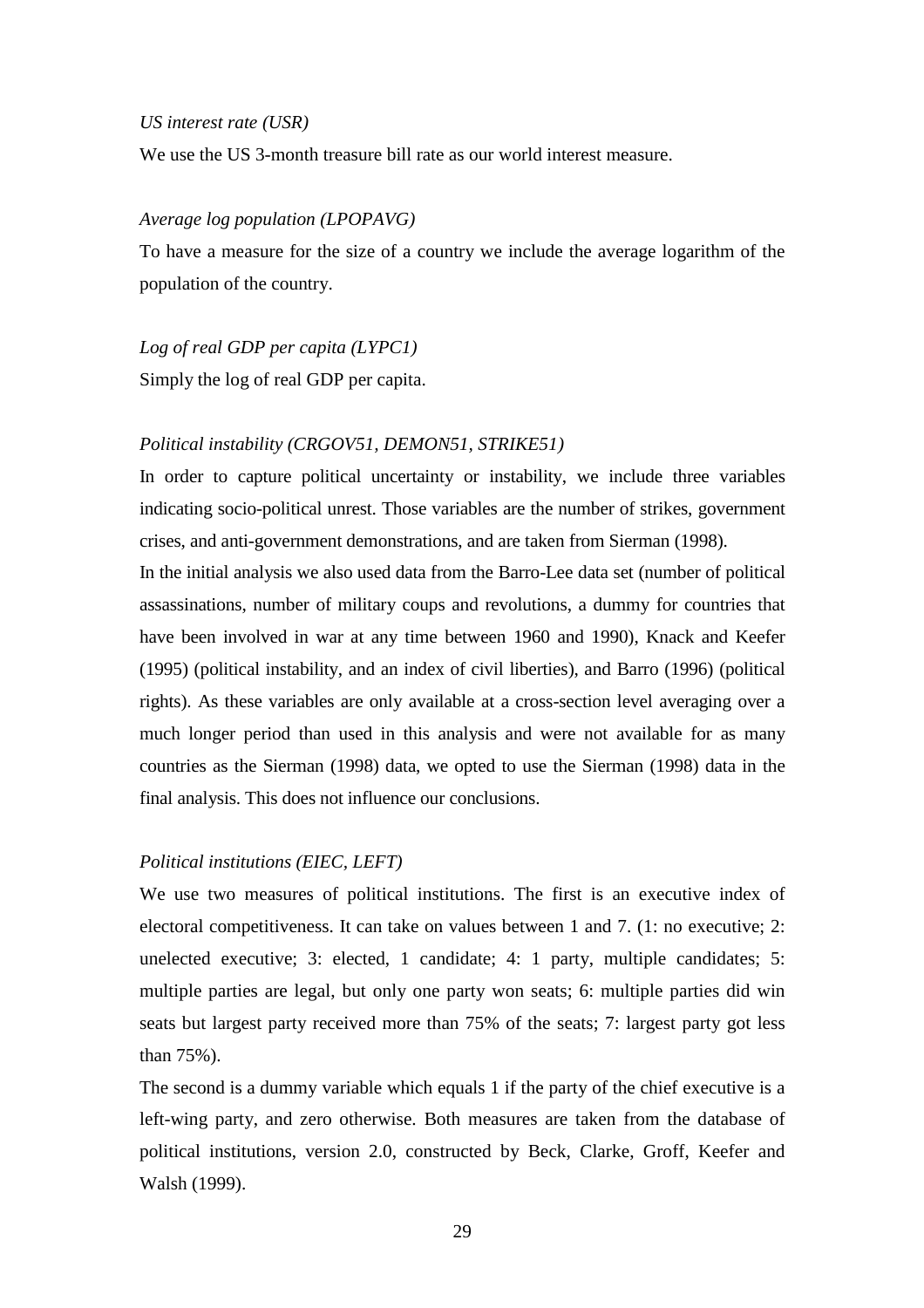*US interest rate (USR)*

We use the US 3-month treasure bill rate as our world interest measure.

*Average log population (LPOPAVG)*

To have a measure for the size of a country we include the average logarithm of the population of the country.

*Log of real GDP per capita (LYPC1)*

Simply the log of real GDP per capita.

*Political instability (CRGOV51, DEMON51, STRIKE51)*

In order to capture political uncertainty or instability, we include three variables indicating socio-political unrest. Those variables are the number of strikes, government crises, and anti-government demonstrations, and are taken from Sierman (1998).

In the initial analysis we also used data from the Barro-Lee data set (number of political assassinations, number of military coups and revolutions, a dummy for countries that have been involved in war at any time between 1960 and 1990), Knack and Keefer (1995) (political instability, and an index of civil liberties), and Barro (1996) (political rights). As these variables are only available at a cross-section level averaging over a much longer period than used in this analysis and were not available for as many countries as the Sierman (1998) data, we opted to use the Sierman (1998) data in the final analysis. This does not influence our conclusions.

*Political institutions (EIEC, LEFT)*

We use two measures of political institutions. The first is an executive index of electoral competitiveness. It can take on values between 1 and 7. (1: no executive; 2: unelected executive; 3: elected, 1 candidate; 4: 1 party, multiple candidates; 5: multiple parties are legal, but only one party won seats; 6: multiple parties did win seats but largest party received more than 75% of the seats; 7: largest party got less than 75%).

The second is a dummy variable which equals 1 if the party of the chief executive is a left-wing party, and zero otherwise. Both measures are taken from the database of political institutions, version 2.0, constructed by Beck, Clarke, Groff, Keefer and Walsh (1999).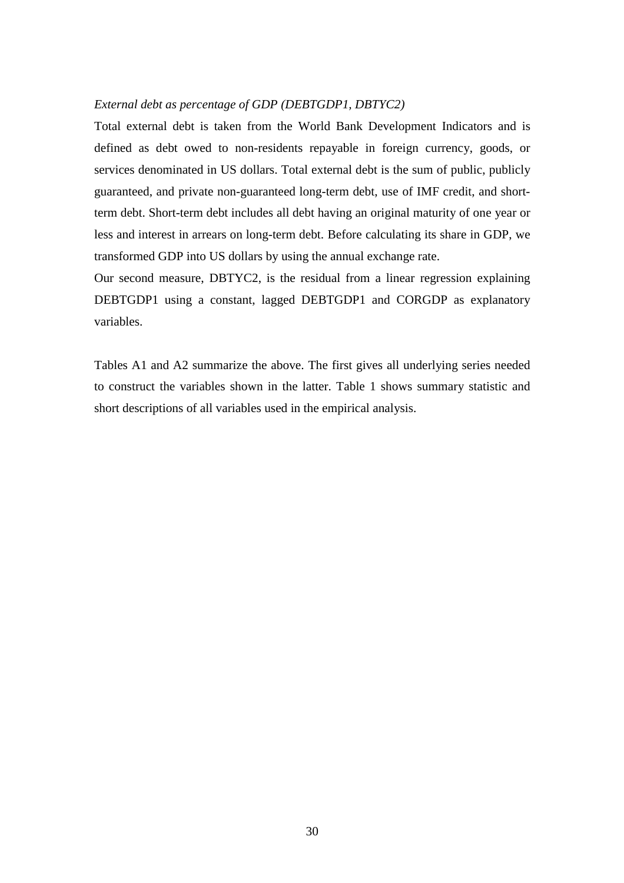*External debt as percentage of GDP (DEBTGDP1, DBTYC2)*

Total external debt is taken from the World Bank Development Indicators and is defined as debt owed to non-residents repayable in foreign currency, goods, or services denominated in US dollars. Total external debt is the sum of public, publicly guaranteed, and private non-guaranteed long-term debt, use of IMF credit, and short-term debt. Short-term debt includes all debt having an original maturity of one year or less and interest in arrears on long-term debt. Before calculating its share in GDP, we transformed GDP into US dollars by using the annual exchange rate.

Our second measure, DBTYC2, is the residual from a linear regression explaining DEBTGDP1 using a constant, lagged DEBTGDP1 and CORGDP as explanatory variables.

Tables A1 and A2 summarize the above. The first gives all underlying series needed to construct the variables shown in the latter. Table 1 shows summary statistic and short descriptions of all variables used in the empirical analysis.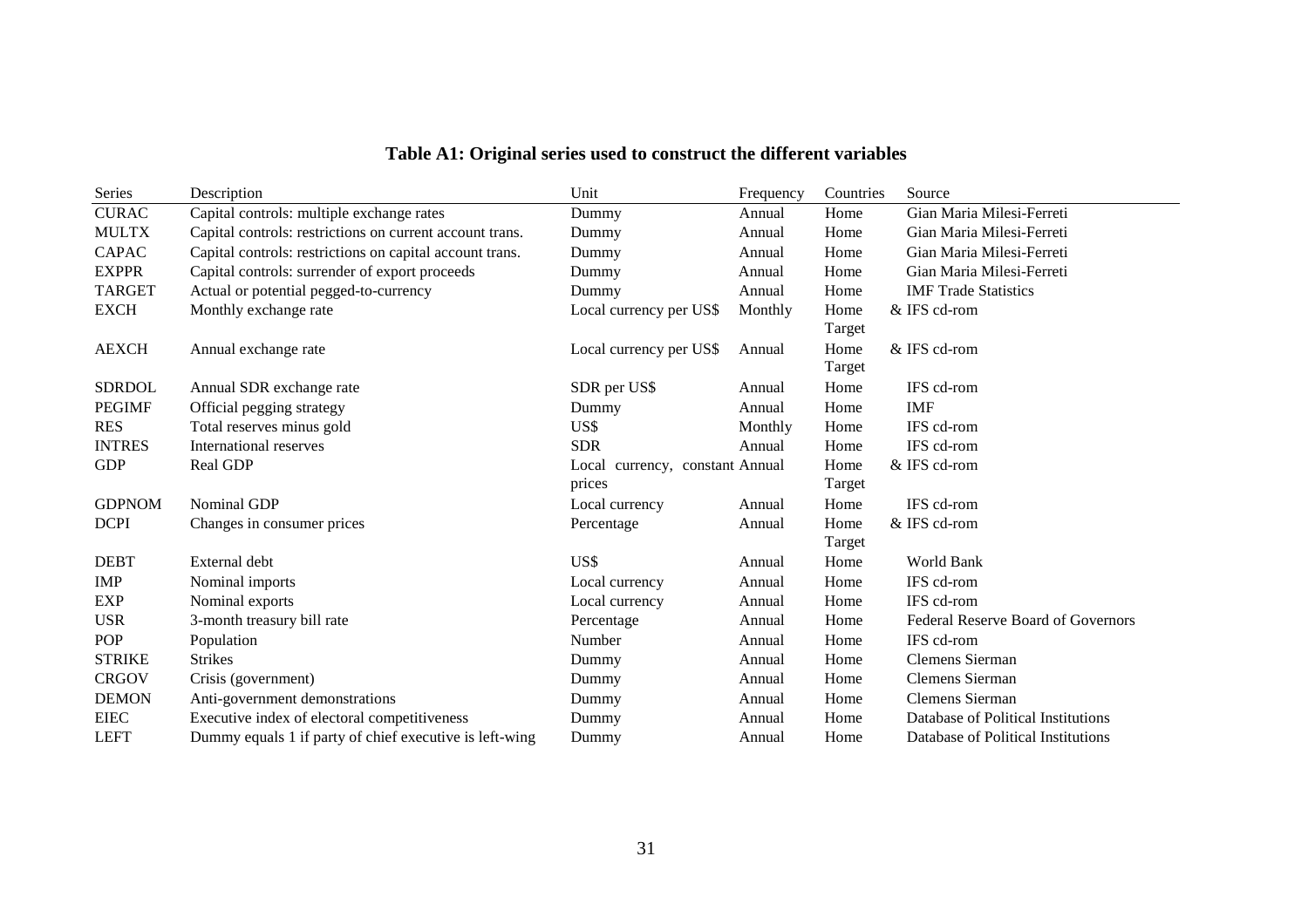**Table A1: Original series used to construct the different variables**

| Series | Description | Unit | Frequency | Countries | Source |
|---|---|---|---|---|---|
| CURAC | Capital controls: multiple exchange rates | Dummy | Annual | Home | Gian Maria Milesi-Ferreti |
| MULTX | Capital controls: restrictions on current account trans. | Dummy | Annual | Home | Gian Maria Milesi-Ferreti |
| CAPAC | Capital controls: restrictions on capital account trans. | Dummy | Annual | Home | Gian Maria Milesi-Ferreti |
| EXPPR | Capital controls: surrender of export proceeds | Dummy | Annual | Home | Gian Maria Milesi-Ferreti |
| TARGET | Actual or potential pegged-to-currency | Dummy | Annual | Home | IMF Trade Statistics |
| EXCH | Monthly exchange rate | Local currency per US$ | Monthly | Home & Target | IFS cd-rom |
| AEXCH | Annual exchange rate | Local currency per US$ | Annual | Home & Target | IFS cd-rom |
| SDRDOL | Annual SDR exchange rate | SDR per US$ | Annual | Home | IFS cd-rom |
| PEGIMF | Official pegging strategy | Dummy | Annual | Home | IMF |
| RES | Total reserves minus gold | US$ | Monthly | Home | IFS cd-rom |
| INTRES | International reserves | SDR | Annual | Home | IFS cd-rom |
| GDP | Real GDP | Local currency, constant prices | Annual | Home & Target | IFS cd-rom |
| GDPNOM | Nominal GDP | Local currency | Annual | Home | IFS cd-rom |
| DCPI | Changes in consumer prices | Percentage | Annual | Home & Target | IFS cd-rom |
| DEBT | External debt | US$ | Annual | Home | World Bank |
| IMP | Nominal imports | Local currency | Annual | Home | IFS cd-rom |
| EXP | Nominal exports | Local currency | Annual | Home | IFS cd-rom |
| USR | 3-month treasury bill rate | Percentage | Annual | Home | Federal Reserve Board of Governors |
| POP | Population | Number | Annual | Home | IFS cd-rom |
| STRIKE | Strikes | Dummy | Annual | Home | Clemens Sierman |
| CRGOV | Crisis (government) | Dummy | Annual | Home | Clemens Sierman |
| DEMON | Anti-government demonstrations | Dummy | Annual | Home | Clemens Sierman |
| EIEC | Executive index of electoral competitiveness | Dummy | Annual | Home | Database of Political Institutions |
| LEFT | Dummy equals 1 if party of chief executive is left-wing | Dummy | Annual | Home | Database of Political Institutions |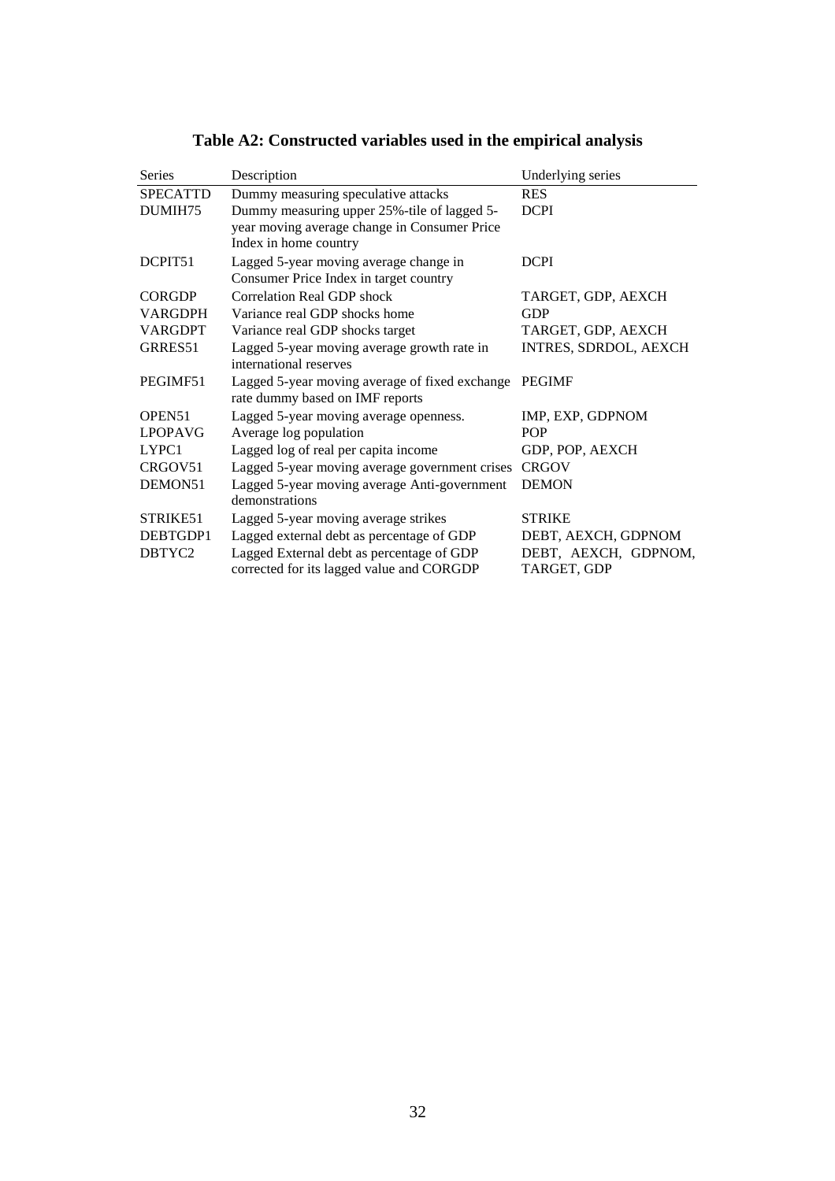## Table A2: Constructed variables used in the empirical analysis

| Series | Description | Underlying series |
|---|---|---|
| SPECATTD | Dummy measuring speculative attacks | RES |
| DUMIH75 | Dummy measuring upper 25%-tile of lagged 5-year moving average change in Consumer Price Index in home country | DCPI |
| DCPIT51 | Lagged 5-year moving average change in Consumer Price Index in target country | DCPI |
| CORGDP | Correlation Real GDP shock | TARGET, GDP, AEXCH |
| VARGDPH | Variance real GDP shocks home | GDP |
| VARGDPT | Variance real GDP shocks target | TARGET, GDP, AEXCH |
| GRRES51 | Lagged 5-year moving average growth rate in international reserves | INTRES, SDRDOL, AEXCH |
| PEGIMF51 | Lagged 5-year moving average of fixed exchange rate dummy based on IMF reports | PEGIMF |
| OPEN51 | Lagged 5-year moving average openness. | IMP, EXP, GDPNOM |
| LPOPAVG | Average log population | POP |
| LYPC1 | Lagged log of real per capita income | GDP, POP, AEXCH |
| CRGOV51 | Lagged 5-year moving average government crises | CRGOV |
| DEMON51 | Lagged 5-year moving average Anti-government demonstrations | DEMON |
| STRIKE51 | Lagged 5-year moving average strikes | STRIKE |
| DEBTGDP1 | Lagged external debt as percentage of GDP | DEBT, AEXCH, GDPNOM |
| DBTYC2 | Lagged External debt as percentage of GDP corrected for its lagged value and CORGDP | DEBT, AEXCH, GDPNOM, TARGET, GDP |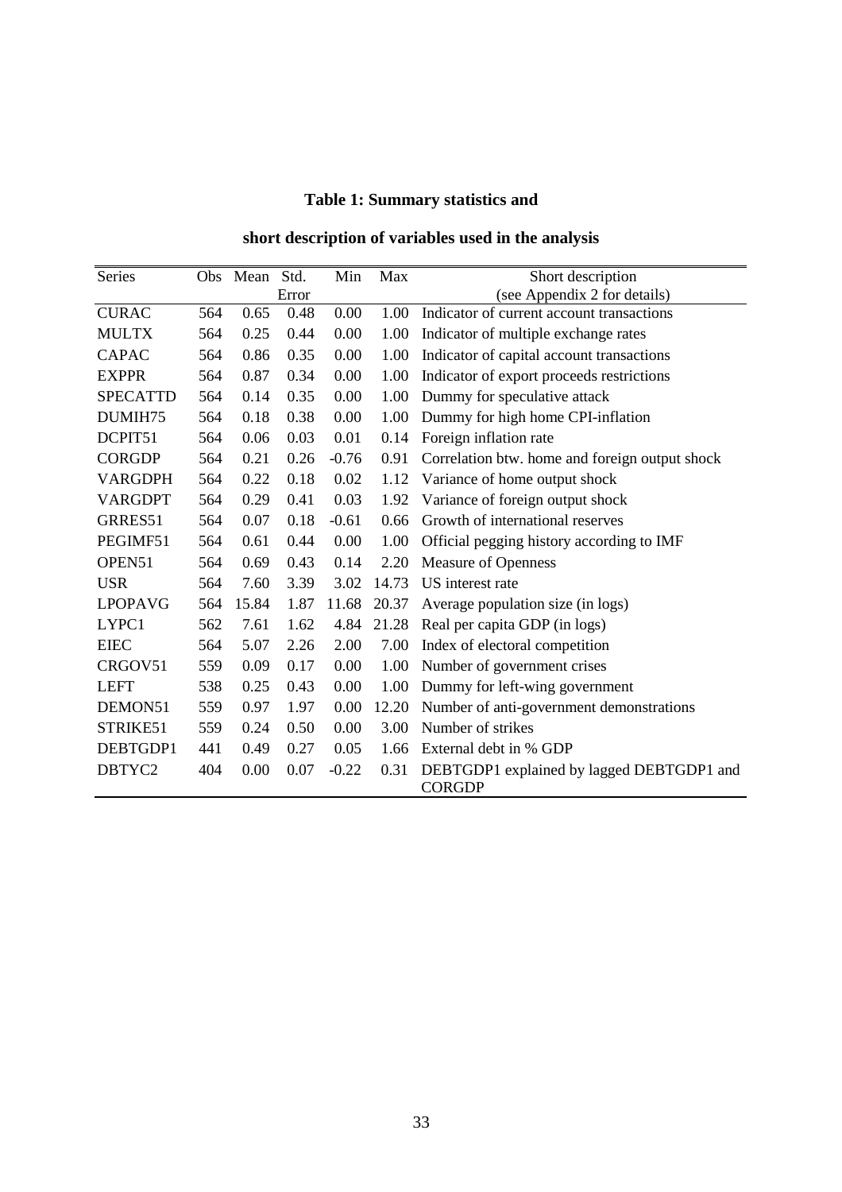**Table 1: Summary statistics and**

**short description of variables used in the analysis**

| Series | Obs | Mean | Std. Error | Min | Max | Short description (see Appendix 2 for details) |
|---|---|---|---|---|---|---|
| CURAC | 564 | 0.65 | 0.48 | 0.00 | 1.00 | Indicator of current account transactions |
| MULTX | 564 | 0.25 | 0.44 | 0.00 | 1.00 | Indicator of multiple exchange rates |
| CAPAC | 564 | 0.86 | 0.35 | 0.00 | 1.00 | Indicator of capital account transactions |
| EXPPR | 564 | 0.87 | 0.34 | 0.00 | 1.00 | Indicator of export proceeds restrictions |
| SPECATTD | 564 | 0.14 | 0.35 | 0.00 | 1.00 | Dummy for speculative attack |
| DUMIH75 | 564 | 0.18 | 0.38 | 0.00 | 1.00 | Dummy for high home CPI-inflation |
| DCPIT51 | 564 | 0.06 | 0.03 | 0.01 | 0.14 | Foreign inflation rate |
| CORGDP | 564 | 0.21 | 0.26 | -0.76 | 0.91 | Correlation btw. home and foreign output shock |
| VARGDPH | 564 | 0.22 | 0.18 | 0.02 | 1.12 | Variance of home output shock |
| VARGDPT | 564 | 0.29 | 0.41 | 0.03 | 1.92 | Variance of foreign output shock |
| GRRES51 | 564 | 0.07 | 0.18 | -0.61 | 0.66 | Growth of international reserves |
| PEGIMF51 | 564 | 0.61 | 0.44 | 0.00 | 1.00 | Official pegging history according to IMF |
| OPEN51 | 564 | 0.69 | 0.43 | 0.14 | 2.20 | Measure of Openness |
| USR | 564 | 7.60 | 3.39 | 3.02 | 14.73 | US interest rate |
| LPOPAVG | 564 | 15.84 | 1.87 | 11.68 | 20.37 | Average population size (in logs) |
| LYPC1 | 562 | 7.61 | 1.62 | 4.84 | 21.28 | Real per capita GDP (in logs) |
| EIEC | 564 | 5.07 | 2.26 | 2.00 | 7.00 | Index of electoral competition |
| CRGOV51 | 559 | 0.09 | 0.17 | 0.00 | 1.00 | Number of government crises |
| LEFT | 538 | 0.25 | 0.43 | 0.00 | 1.00 | Dummy for left-wing government |
| DEMON51 | 559 | 0.97 | 1.97 | 0.00 | 12.20 | Number of anti-government demonstrations |
| STRIKE51 | 559 | 0.24 | 0.50 | 0.00 | 3.00 | Number of strikes |
| DEBTGDP1 | 441 | 0.49 | 0.27 | 0.05 | 1.66 | External debt in % GDP |
| DBTYC2 | 404 | 0.00 | 0.07 | -0.22 | 0.31 | DEBTGDP1 explained by lagged DEBTGDP1 and CORGDP |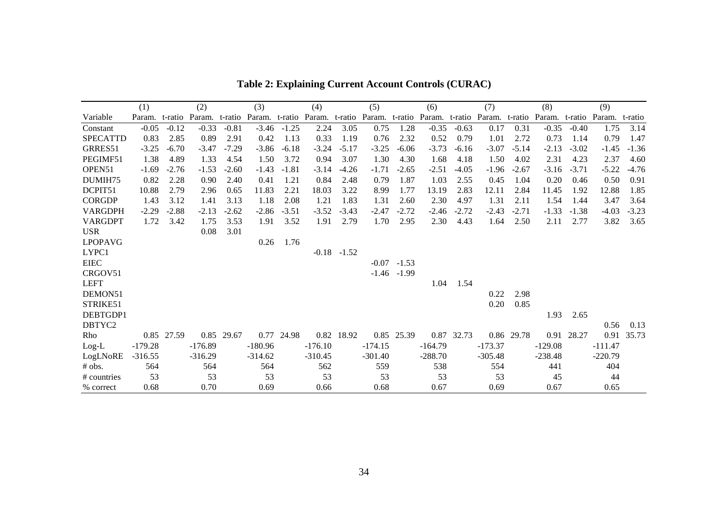**Table 2: Explaining Current Account Controls (CURAC)**

| | (1) | | (2) | | (3) | | (4) | | (5) | | (6) | | (7) | | (8) | | (9) | |
|---|---|---|---|---|---|---|---|---|---|---|---|---|---|---|---|---|---|---|
| Variable | Param. | t-ratio | Param. | t-ratio | Param. | t-ratio | Param. | t-ratio | Param. | t-ratio | Param. | t-ratio | Param. | t-ratio | Param. | t-ratio | Param. | t-ratio |
| Constant | -0.05 | -0.12 | -0.33 | -0.81 | -3.46 | -1.25 | 2.24 | 3.05 | 0.75 | 1.28 | -0.35 | -0.63 | 0.17 | 0.31 | -0.35 | -0.40 | 1.75 | 3.14 |
| SPECATTD | 0.83 | 2.85 | 0.89 | 2.91 | 0.42 | 1.13 | 0.33 | 1.19 | 0.76 | 2.32 | 0.52 | 0.79 | 1.01 | 2.72 | 0.73 | 1.14 | 0.79 | 1.47 |
| GRRES51 | -3.25 | -6.70 | -3.47 | -7.29 | -3.86 | -6.18 | -3.24 | -5.17 | -3.25 | -6.06 | -3.73 | -6.16 | -3.07 | -5.14 | -2.13 | -3.02 | -1.45 | -1.36 |
| PEGIMF51 | 1.38 | 4.89 | 1.33 | 4.54 | 1.50 | 3.72 | 0.94 | 3.07 | 1.30 | 4.30 | 1.68 | 4.18 | 1.50 | 4.02 | 2.31 | 4.23 | 2.37 | 4.60 |
| OPEN51 | -1.69 | -2.76 | -1.53 | -2.60 | -1.43 | -1.81 | -3.14 | -4.26 | -1.71 | -2.65 | -2.51 | -4.05 | -1.96 | -2.67 | -3.16 | -3.71 | -5.22 | -4.76 |
| DUMIH75 | 0.82 | 2.28 | 0.90 | 2.40 | 0.41 | 1.21 | 0.84 | 2.48 | 0.79 | 1.87 | 1.03 | 2.55 | 0.45 | 1.04 | 0.20 | 0.46 | 0.50 | 0.91 |
| DCPIT51 | 10.88 | 2.79 | 2.96 | 0.65 | 11.83 | 2.21 | 18.03 | 3.22 | 8.99 | 1.77 | 13.19 | 2.83 | 12.11 | 2.84 | 11.45 | 1.92 | 12.88 | 1.85 |
| CORGDP | 1.43 | 3.12 | 1.41 | 3.13 | 1.18 | 2.08 | 1.21 | 1.83 | 1.31 | 2.60 | 2.30 | 4.97 | 1.31 | 2.11 | 1.54 | 1.44 | 3.47 | 3.64 |
| VARGDPH | -2.29 | -2.88 | -2.13 | -2.62 | -2.86 | -3.51 | -3.52 | -3.43 | -2.47 | -2.72 | -2.46 | -2.72 | -2.43 | -2.71 | -1.33 | -1.38 | -4.03 | -3.23 |
| VARGDPT | 1.72 | 3.42 | 1.75 | 3.53 | 1.91 | 3.52 | 1.91 | 2.79 | 1.70 | 2.95 | 2.30 | 4.43 | 1.64 | 2.50 | 2.11 | 2.77 | 3.82 | 3.65 |
| USR | | | 0.08 | 3.01 | | | | | | | | | | | | | | |
| LPOPAVG | | | | | 0.26 | 1.76 | | | | | | | | | | | | |
| LYPC1 | | | | | | | -0.18 | -1.52 | | | | | | | | | | |
| EIEC | | | | | | | | | -0.07 | -1.53 | | | | | | | | |
| CRGOV51 | | | | | | | | | -1.46 | -1.99 | | | | | | | | |
| LEFT | | | | | | | | | | | 1.04 | 1.54 | | | | | | |
| DEMON51 | | | | | | | | | | | | | 0.22 | 2.98 | | | | |
| STRIKE51 | | | | | | | | | | | | | 0.20 | 0.85 | | | | |
| DEBTGDP1 | | | | | | | | | | | | | | | 1.93 | 2.65 | | |
| DBTYC2 | | | | | | | | | | | | | | | | | 0.56 | 0.13 |
| Rho | 0.85 | 27.59 | 0.85 | 29.67 | 0.77 | 24.98 | 0.82 | 18.92 | 0.85 | 25.39 | 0.87 | 32.73 | 0.86 | 29.78 | 0.91 | 28.27 | 0.91 | 35.73 |
| Log-L | -179.28 | | -176.89 | | -180.96 | | -176.10 | | -174.15 | | -164.79 | | -173.37 | | -129.08 | | -111.47 | |
| LogLNoRE | -316.55 | | -316.29 | | -314.62 | | -310.45 | | -301.40 | | -288.70 | | -305.48 | | -238.48 | | -220.79 | |
| # obs. | 564 | | 564 | | 564 | | 562 | | 559 | | 538 | | 554 | | 441 | | 404 | |
| # countries | 53 | | 53 | | 53 | | 53 | | 53 | | 53 | | 53 | | 45 | | 44 | |
| % correct | 0.68 | | 0.70 | | 0.69 | | 0.66 | | 0.68 | | 0.67 | | 0.69 | | 0.67 | | 0.65 | |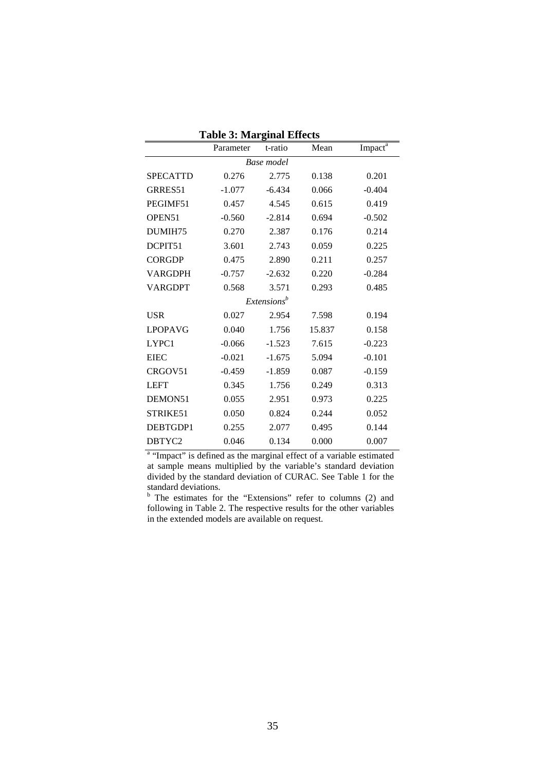**Table 3: Marginal Effects**

| | Parameter | t-ratio | Mean | Impact[a] |
|---|---|---|---|---|
| | | *Base model* | | |
| SPECATTD | 0.276 | 2.775 | 0.138 | 0.201 |
| GRRES51 | -1.077 | -6.434 | 0.066 | -0.404 |
| PEGIMF51 | 0.457 | 4.545 | 0.615 | 0.419 |
| OPEN51 | -0.560 | -2.814 | 0.694 | -0.502 |
| DUMIH75 | 0.270 | 2.387 | 0.176 | 0.214 |
| DCPIT51 | 3.601 | 2.743 | 0.059 | 0.225 |
| CORGDP | 0.475 | 2.890 | 0.211 | 0.257 |
| VARGDPH | -0.757 | -2.632 | 0.220 | -0.284 |
| VARGDPT | 0.568 | 3.571 | 0.293 | 0.485 |
| | | *Extensions*[b] | | |
| USR | 0.027 | 2.954 | 7.598 | 0.194 |
| LPOPAVG | 0.040 | 1.756 | 15.837 | 0.158 |
| LYPC1 | -0.066 | -1.523 | 7.615 | -0.223 |
| EIEC | -0.021 | -1.675 | 5.094 | -0.101 |
| CRGOV51 | -0.459 | -1.859 | 0.087 | -0.159 |
| LEFT | 0.345 | 1.756 | 0.249 | 0.313 |
| DEMON51 | 0.055 | 2.951 | 0.973 | 0.225 |
| STRIKE51 | 0.050 | 0.824 | 0.244 | 0.052 |
| DEBTGDP1 | 0.255 | 2.077 | 0.495 | 0.144 |
| DBTYC2 | 0.046 | 0.134 | 0.000 | 0.007 |

[a] "Impact" is defined as the marginal effect of a variable estimated at sample means multiplied by the variable's standard deviation divided by the standard deviation of CURAC. See Table 1 for the standard deviations.

[b] The estimates for the "Extensions" refer to columns (2) and following in Table 2. The respective results for the other variables in the extended models are available on request.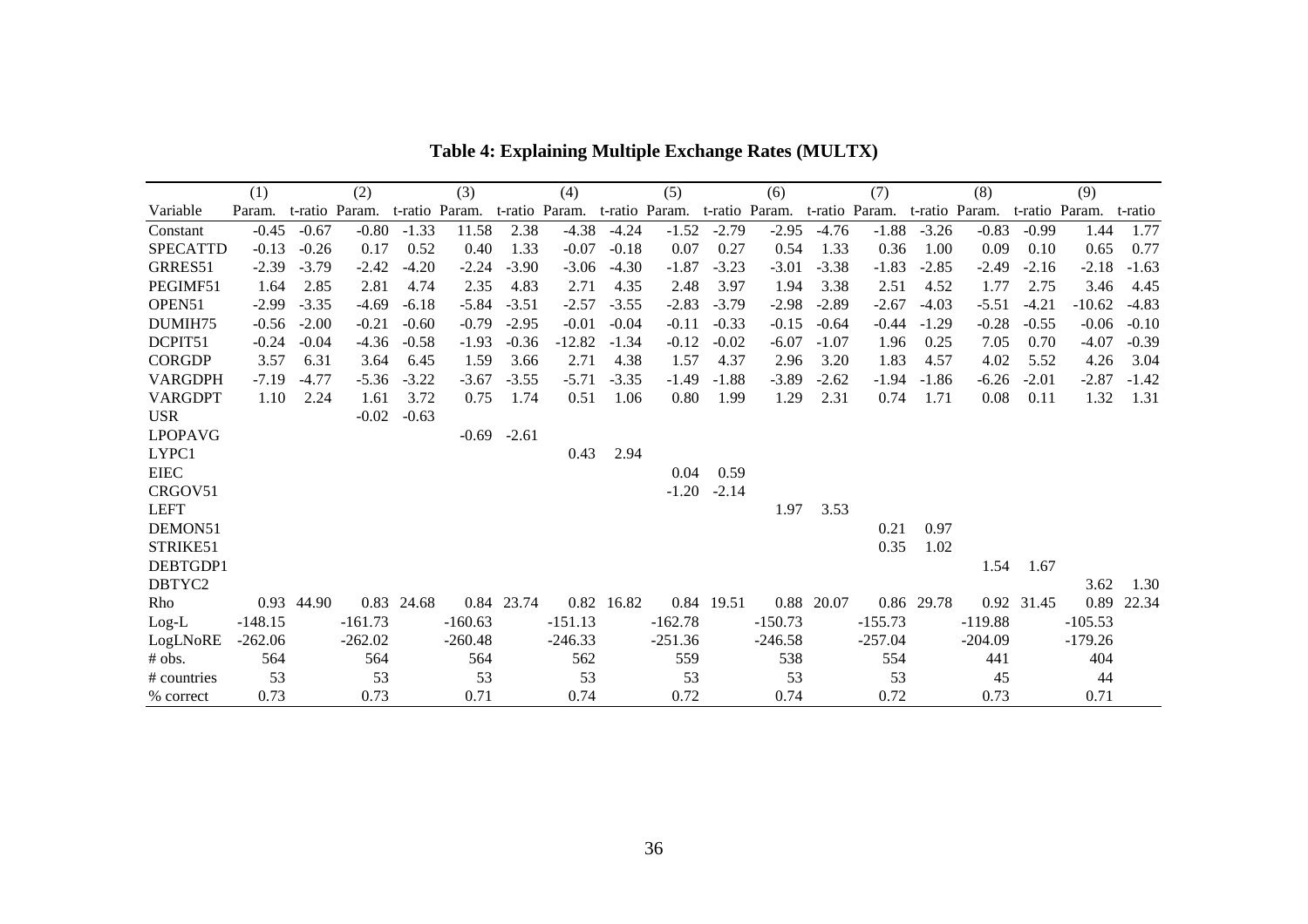**Table 4: Explaining Multiple Exchange Rates (MULTX)**

| | (1) | | (2) | | (3) | | (4) | | (5) | | (6) | | (7) | | (8) | | (9) | |
|---|---|---|---|---|---|---|---|---|---|---|---|---|---|---|---|---|---|---|
| Variable | Param. | t-ratio | Param. | t-ratio | Param. | t-ratio | Param. | t-ratio | Param. | t-ratio | Param. | t-ratio | Param. | t-ratio | Param. | t-ratio | Param. | t-ratio |
| Constant | -0.45 | -0.67 | -0.80 | -1.33 | 11.58 | 2.38 | -4.38 | -4.24 | -1.52 | -2.79 | -2.95 | -4.76 | -1.88 | -3.26 | -0.83 | -0.99 | 1.44 | 1.77 |
| SPECATTD | -0.13 | -0.26 | 0.17 | 0.52 | 0.40 | 1.33 | -0.07 | -0.18 | 0.07 | 0.27 | 0.54 | 1.33 | 0.36 | 1.00 | 0.09 | 0.10 | 0.65 | 0.77 |
| GRRES51 | -2.39 | -3.79 | -2.42 | -4.20 | -2.24 | -3.90 | -3.06 | -4.30 | -1.87 | -3.23 | -3.01 | -3.38 | -1.83 | -2.85 | -2.49 | -2.16 | -2.18 | -1.63 |
| PEGIMF51 | 1.64 | 2.85 | 2.81 | 4.74 | 2.35 | 4.83 | 2.71 | 4.35 | 2.48 | 3.97 | 1.94 | 3.38 | 2.51 | 4.52 | 1.77 | 2.75 | 3.46 | 4.45 |
| OPEN51 | -2.99 | -3.35 | -4.69 | -6.18 | -5.84 | -3.51 | -2.57 | -3.55 | -2.83 | -3.79 | -2.98 | -2.89 | -2.67 | -4.03 | -5.51 | -4.21 | -10.62 | -4.83 |
| DUMIH75 | -0.56 | -2.00 | -0.21 | -0.60 | -0.79 | -2.95 | -0.01 | -0.04 | -0.11 | -0.33 | -0.15 | -0.64 | -0.44 | -1.29 | -0.28 | -0.55 | -0.06 | -0.10 |
| DCPIT51 | -0.24 | -0.04 | -4.36 | -0.58 | -1.93 | -0.36 | -12.82 | -1.34 | -0.12 | -0.02 | -6.07 | -1.07 | 1.96 | 0.25 | 7.05 | 0.70 | -4.07 | -0.39 |
| CORGDP | 3.57 | 6.31 | 3.64 | 6.45 | 1.59 | 3.66 | 2.71 | 4.38 | 1.57 | 4.37 | 2.96 | 3.20 | 1.83 | 4.57 | 4.02 | 5.52 | 4.26 | 3.04 |
| VARGDPH | -7.19 | -4.77 | -5.36 | -3.22 | -3.67 | -3.55 | -5.71 | -3.35 | -1.49 | -1.88 | -3.89 | -2.62 | -1.94 | -1.86 | -6.26 | -2.01 | -2.87 | -1.42 |
| VARGDPT | 1.10 | 2.24 | 1.61 | 3.72 | 0.75 | 1.74 | 0.51 | 1.06 | 0.80 | 1.99 | 1.29 | 2.31 | 0.74 | 1.71 | 0.08 | 0.11 | 1.32 | 1.31 |
| USR | | | -0.02 | -0.63 | | | | | | | | | | | | | | |
| LPOPAVG | | | | | -0.69 | -2.61 | | | | | | | | | | | | |
| LYPC1 | | | | | | | 0.43 | 2.94 | | | | | | | | | | |
| EIEC | | | | | | | | | 0.04 | 0.59 | | | | | | | | |
| CRGOV51 | | | | | | | | | -1.20 | -2.14 | | | | | | | | |
| LEFT | | | | | | | | | | | 1.97 | 3.53 | | | | | | |
| DEMON51 | | | | | | | | | | | | | 0.21 | 0.97 | | | | |
| STRIKE51 | | | | | | | | | | | | | 0.35 | 1.02 | | | | |
| DEBTGDP1 | | | | | | | | | | | | | | | 1.54 | 1.67 | | |
| DBTYC2 | | | | | | | | | | | | | | | | | 3.62 | 1.30 |
| Rho | 0.93 | 44.90 | 0.83 | 24.68 | 0.84 | 23.74 | 0.82 | 16.82 | 0.84 | 19.51 | 0.88 | 20.07 | 0.86 | 29.78 | 0.92 | 31.45 | 0.89 | 22.34 |
| Log-L | -148.15 | | -161.73 | | -160.63 | | -151.13 | | -162.78 | | -150.73 | | -155.73 | | -119.88 | | -105.53 | |
| LogLNoRE | -262.06 | | -262.02 | | -260.48 | | -246.33 | | -251.36 | | -246.58 | | -257.04 | | -204.09 | | -179.26 | |
| # obs. | 564 | | 564 | | 564 | | 562 | | 559 | | 538 | | 554 | | 441 | | 404 | |
| # countries | 53 | | 53 | | 53 | | 53 | | 53 | | 53 | | 53 | | 45 | | 44 | |
| % correct | 0.73 | | 0.73 | | 0.71 | | 0.74 | | 0.72 | | 0.74 | | 0.72 | | 0.73 | | 0.71 | |